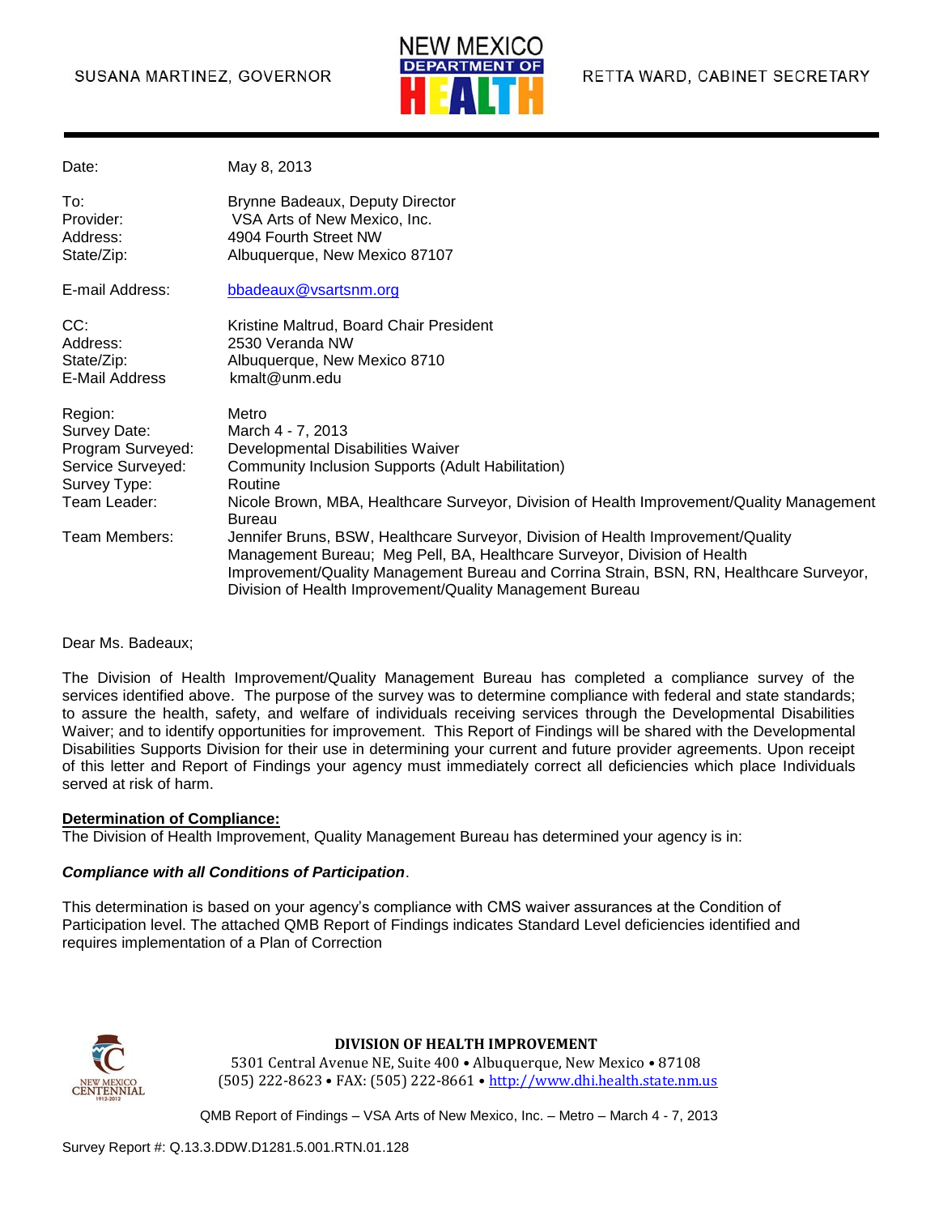SUSANA MARTINEZ, GOVERNOR

NEW MEXICO DEPARTMENT OF HEALTH

RETTA WARD, CABINET SECRETARY

| | |
|---|---|
| Date: | May 8, 2013 |
| To: | Brynne Badeaux, Deputy Director |
| Provider: | VSA Arts of New Mexico, Inc. |
| Address: | 4904 Fourth Street NW |
| State/Zip: | Albuquerque, New Mexico 87107 |
| E-mail Address: | bbadeaux@vsartsnm.org |
| CC: | Kristine Maltrud, Board Chair President |
| Address: | 2530 Veranda NW |
| State/Zip: | Albuquerque, New Mexico 8710 |
| E-Mail Address | kmalt@unm.edu |
| Region: | Metro |
| Survey Date: | March 4 - 7, 2013 |
| Program Surveyed: | Developmental Disabilities Waiver |
| Service Surveyed: | Community Inclusion Supports (Adult Habilitation) |
| Survey Type: | Routine |
| Team Leader: | Nicole Brown, MBA, Healthcare Surveyor, Division of Health Improvement/Quality Management Bureau |
| Team Members: | Jennifer Bruns, BSW, Healthcare Surveyor, Division of Health Improvement/Quality Management Bureau; Meg Pell, BA, Healthcare Surveyor, Division of Health Improvement/Quality Management Bureau and Corrina Strain, BSN, RN, Healthcare Surveyor, Division of Health Improvement/Quality Management Bureau |

Dear Ms. Badeaux;

The Division of Health Improvement/Quality Management Bureau has completed a compliance survey of the services identified above. The purpose of the survey was to determine compliance with federal and state standards; to assure the health, safety, and welfare of individuals receiving services through the Developmental Disabilities Waiver; and to identify opportunities for improvement. This Report of Findings will be shared with the Developmental Disabilities Supports Division for their use in determining your current and future provider agreements. Upon receipt of this letter and Report of Findings your agency must immediately correct all deficiencies which place Individuals served at risk of harm.

**Determination of Compliance:**

The Division of Health Improvement, Quality Management Bureau has determined your agency is in:

***Compliance with all Conditions of Participation***.

This determination is based on your agency's compliance with CMS waiver assurances at the Condition of Participation level. The attached QMB Report of Findings indicates Standard Level deficiencies identified and requires implementation of a Plan of Correction

**DIVISION OF HEALTH IMPROVEMENT**
5301 Central Avenue NE, Suite 400 • Albuquerque, New Mexico • 87108
(505) 222-8623 • FAX: (505) 222-8661 • http://www.dhi.health.state.nm.us

Survey Report #: Q.13.3.DDW.D1281.5.001.RTN.01.128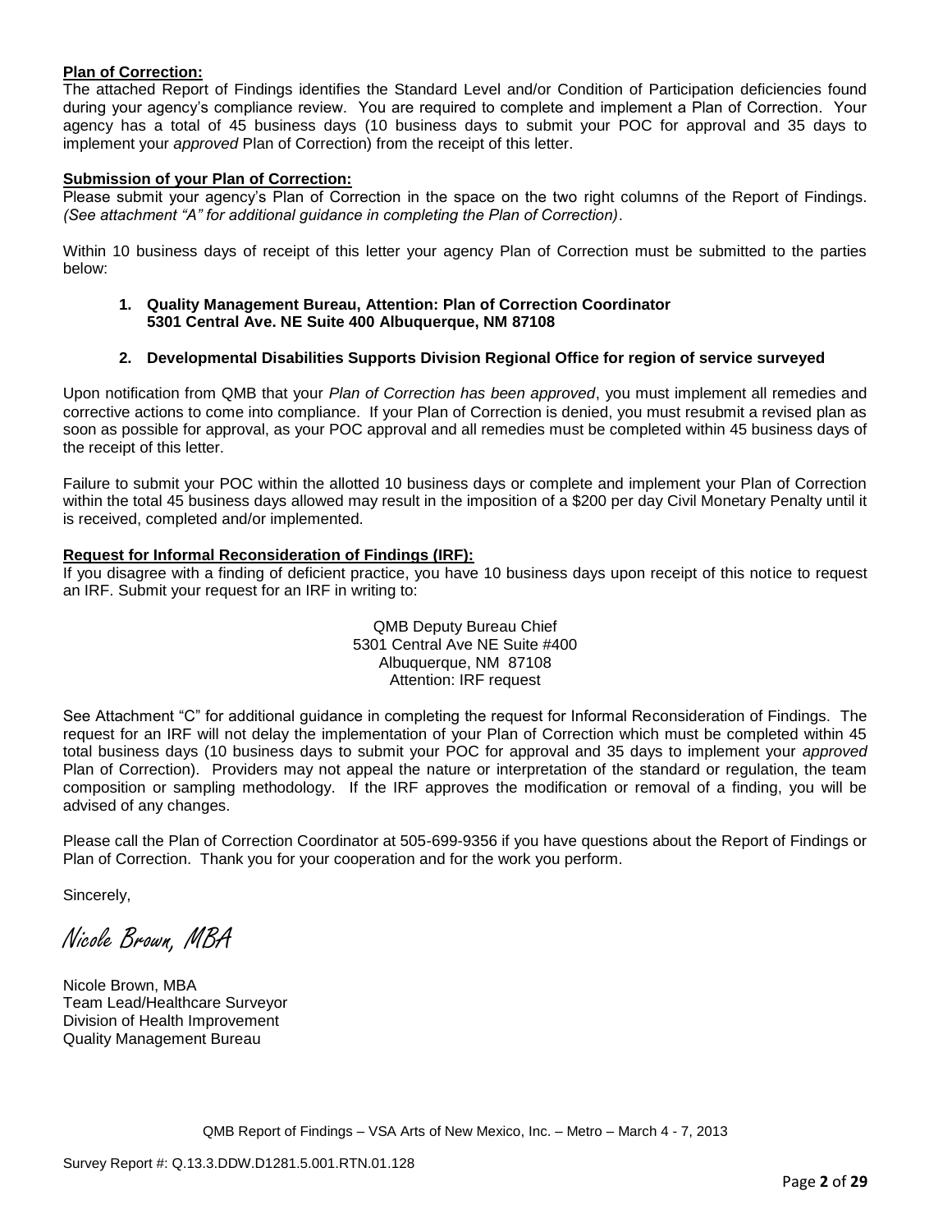**Plan of Correction:**

The attached Report of Findings identifies the Standard Level and/or Condition of Participation deficiencies found during your agency's compliance review. You are required to complete and implement a Plan of Correction. Your agency has a total of 45 business days (10 business days to submit your POC for approval and 35 days to implement your *approved* Plan of Correction) from the receipt of this letter.

**Submission of your Plan of Correction:**

Please submit your agency's Plan of Correction in the space on the two right columns of the Report of Findings. *(See attachment "A" for additional guidance in completing the Plan of Correction)*.

Within 10 business days of receipt of this letter your agency Plan of Correction must be submitted to the parties below:

1. **Quality Management Bureau, Attention: Plan of Correction Coordinator**
   **5301 Central Ave. NE Suite 400 Albuquerque, NM 87108**

2. **Developmental Disabilities Supports Division Regional Office for region of service surveyed**

Upon notification from QMB that your *Plan of Correction has been approved*, you must implement all remedies and corrective actions to come into compliance. If your Plan of Correction is denied, you must resubmit a revised plan as soon as possible for approval, as your POC approval and all remedies must be completed within 45 business days of the receipt of this letter.

Failure to submit your POC within the allotted 10 business days or complete and implement your Plan of Correction within the total 45 business days allowed may result in the imposition of a $200 per day Civil Monetary Penalty until it is received, completed and/or implemented.

**Request for Informal Reconsideration of Findings (IRF):**

If you disagree with a finding of deficient practice, you have 10 business days upon receipt of this notice to request an IRF. Submit your request for an IRF in writing to:

QMB Deputy Bureau Chief
5301 Central Ave NE Suite #400
Albuquerque, NM 87108
Attention: IRF request

See Attachment "C" for additional guidance in completing the request for Informal Reconsideration of Findings. The request for an IRF will not delay the implementation of your Plan of Correction which must be completed within 45 total business days (10 business days to submit your POC for approval and 35 days to implement your *approved* Plan of Correction). Providers may not appeal the nature or interpretation of the standard or regulation, the team composition or sampling methodology. If the IRF approves the modification or removal of a finding, you will be advised of any changes.

Please call the Plan of Correction Coordinator at 505-699-9356 if you have questions about the Report of Findings or Plan of Correction. Thank you for your cooperation and for the work you perform.

Sincerely,

*Nicole Brown, MBA*

Nicole Brown, MBA
Team Lead/Healthcare Surveyor
Division of Health Improvement
Quality Management Bureau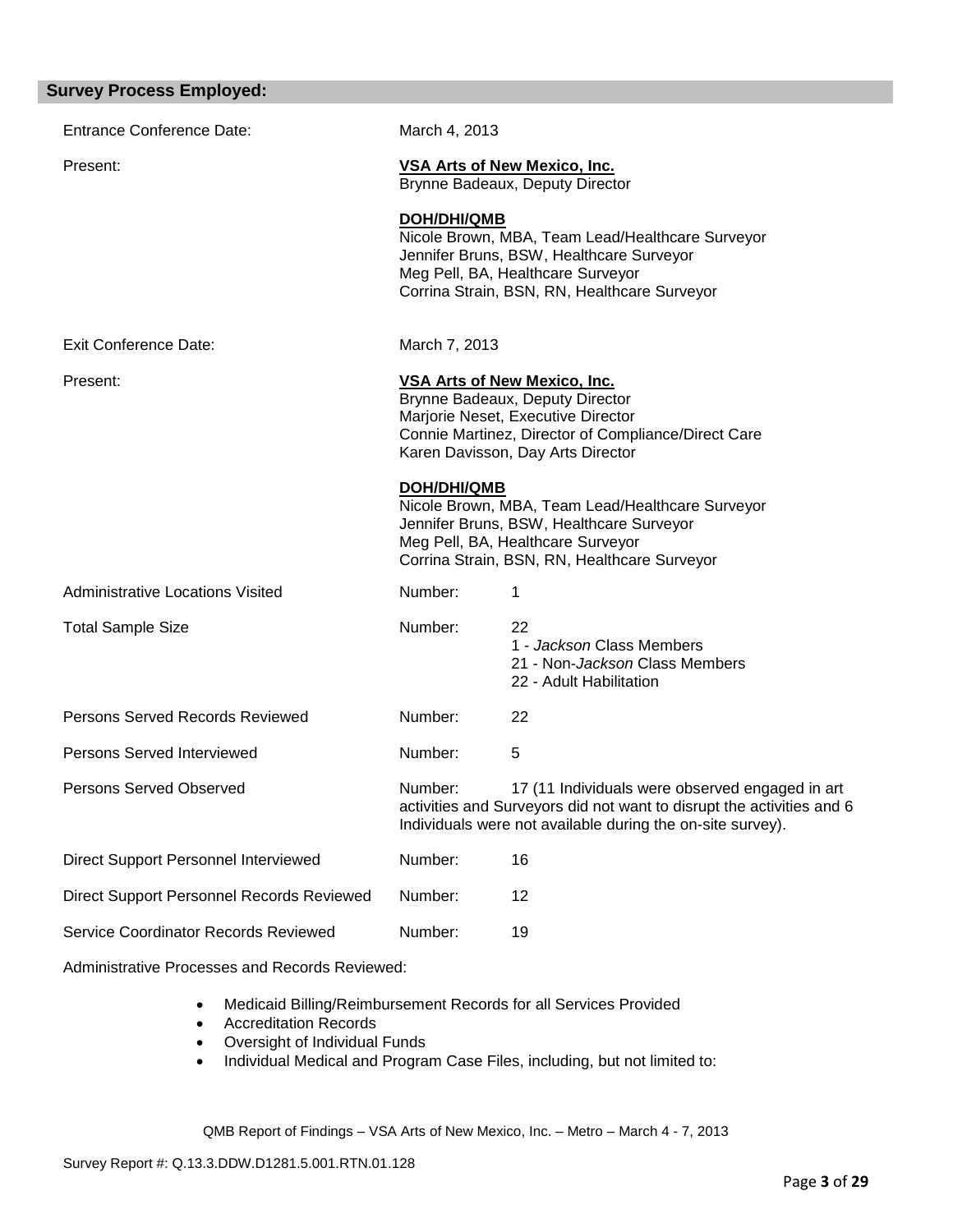## Survey Process Employed:

| | |
|---|---|
| Entrance Conference Date: | March 4, 2013 |
| Present: | **VSA Arts of New Mexico, Inc.**<br>Brynne Badeaux, Deputy Director<br><br>**DOH/DHI/QMB**<br>Nicole Brown, MBA, Team Lead/Healthcare Surveyor<br>Jennifer Bruns, BSW, Healthcare Surveyor<br>Meg Pell, BA, Healthcare Surveyor<br>Corrina Strain, BSN, RN, Healthcare Surveyor |
| Exit Conference Date: | March 7, 2013 |
| Present: | **VSA Arts of New Mexico, Inc.**<br>Brynne Badeaux, Deputy Director<br>Marjorie Neset, Executive Director<br>Connie Martinez, Director of Compliance/Direct Care<br>Karen Davisson, Day Arts Director<br><br>**DOH/DHI/QMB**<br>Nicole Brown, MBA, Team Lead/Healthcare Surveyor<br>Jennifer Bruns, BSW, Healthcare Surveyor<br>Meg Pell, BA, Healthcare Surveyor<br>Corrina Strain, BSN, RN, Healthcare Surveyor |
| Administrative Locations Visited | Number: 1 |
| Total Sample Size | Number: 22<br>1 - *Jackson* Class Members<br>21 - Non-*Jackson* Class Members<br>22 - Adult Habilitation |
| Persons Served Records Reviewed | Number: 22 |
| Persons Served Interviewed | Number: 5 |
| Persons Served Observed | Number: 17 (11 Individuals were observed engaged in art activities and Surveyors did not want to disrupt the activities and 6 Individuals were not available during the on-site survey). |
| Direct Support Personnel Interviewed | Number: 16 |
| Direct Support Personnel Records Reviewed | Number: 12 |
| Service Coordinator Records Reviewed | Number: 19 |

Administrative Processes and Records Reviewed:

- Medicaid Billing/Reimbursement Records for all Services Provided
- Accreditation Records
- Oversight of Individual Funds
- Individual Medical and Program Case Files, including, but not limited to: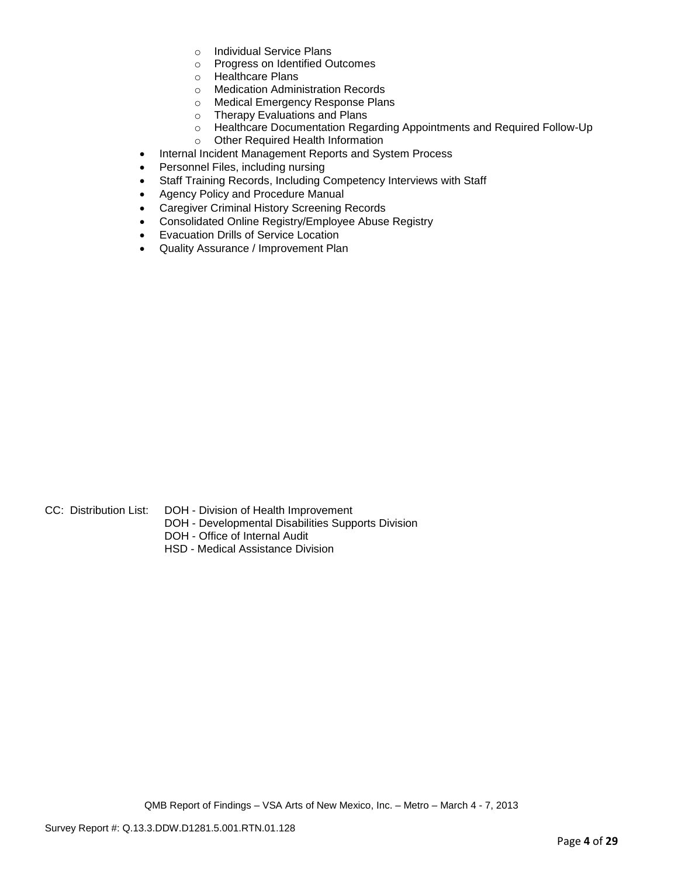- Individual Service Plans
    - Progress on Identified Outcomes
    - Healthcare Plans
    - Medication Administration Records
    - Medical Emergency Response Plans
    - Therapy Evaluations and Plans
    - Healthcare Documentation Regarding Appointments and Required Follow-Up
    - Other Required Health Information
- Internal Incident Management Reports and System Process
- Personnel Files, including nursing
- Staff Training Records, Including Competency Interviews with Staff
- Agency Policy and Procedure Manual
- Caregiver Criminal History Screening Records
- Consolidated Online Registry/Employee Abuse Registry
- Evacuation Drills of Service Location
- Quality Assurance / Improvement Plan

CC: Distribution List: DOH - Division of Health Improvement
DOH - Developmental Disabilities Supports Division
DOH - Office of Internal Audit
HSD - Medical Assistance Division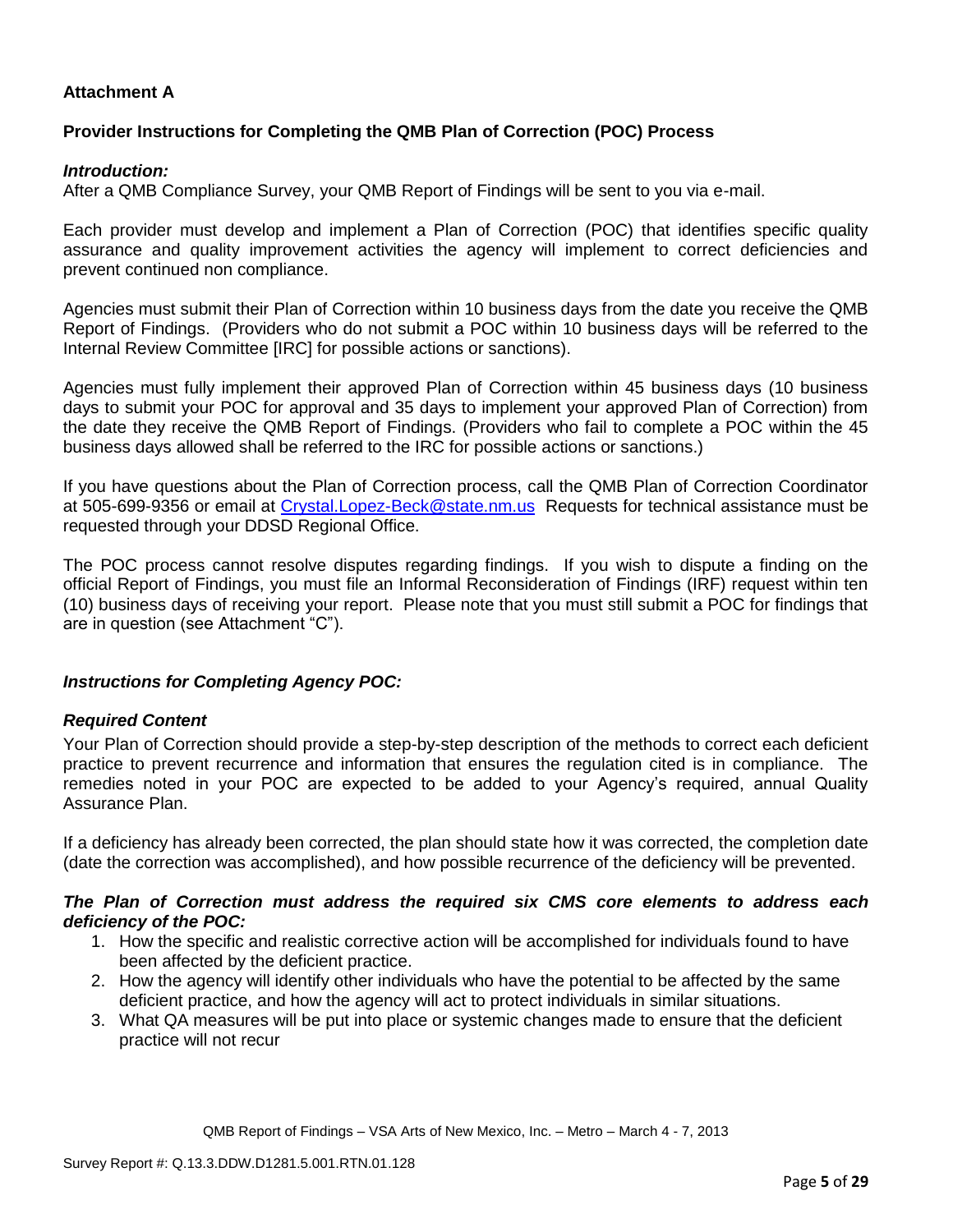**Attachment A**

**Provider Instructions for Completing the QMB Plan of Correction (POC) Process**

***Introduction:***

After a QMB Compliance Survey, your QMB Report of Findings will be sent to you via e-mail.

Each provider must develop and implement a Plan of Correction (POC) that identifies specific quality assurance and quality improvement activities the agency will implement to correct deficiencies and prevent continued non compliance.

Agencies must submit their Plan of Correction within 10 business days from the date you receive the QMB Report of Findings. (Providers who do not submit a POC within 10 business days will be referred to the Internal Review Committee [IRC] for possible actions or sanctions).

Agencies must fully implement their approved Plan of Correction within 45 business days (10 business days to submit your POC for approval and 35 days to implement your approved Plan of Correction) from the date they receive the QMB Report of Findings. (Providers who fail to complete a POC within the 45 business days allowed shall be referred to the IRC for possible actions or sanctions.)

If you have questions about the Plan of Correction process, call the QMB Plan of Correction Coordinator at 505-699-9356 or email at Crystal.Lopez-Beck@state.nm.us Requests for technical assistance must be requested through your DDSD Regional Office.

The POC process cannot resolve disputes regarding findings. If you wish to dispute a finding on the official Report of Findings, you must file an Informal Reconsideration of Findings (IRF) request within ten (10) business days of receiving your report. Please note that you must still submit a POC for findings that are in question (see Attachment "C").

***Instructions for Completing Agency POC:***

***Required Content***

Your Plan of Correction should provide a step-by-step description of the methods to correct each deficient practice to prevent recurrence and information that ensures the regulation cited is in compliance. The remedies noted in your POC are expected to be added to your Agency's required, annual Quality Assurance Plan.

If a deficiency has already been corrected, the plan should state how it was corrected, the completion date (date the correction was accomplished), and how possible recurrence of the deficiency will be prevented.

***The Plan of Correction must address the required six CMS core elements to address each deficiency of the POC:***

1. How the specific and realistic corrective action will be accomplished for individuals found to have been affected by the deficient practice.
2. How the agency will identify other individuals who have the potential to be affected by the same deficient practice, and how the agency will act to protect individuals in similar situations.
3. What QA measures will be put into place or systemic changes made to ensure that the deficient practice will not recur

QMB Report of Findings – VSA Arts of New Mexico, Inc. – Metro – March 4 - 7, 2013

Survey Report #: Q.13.3.DDW.D1281.5.001.RTN.01.128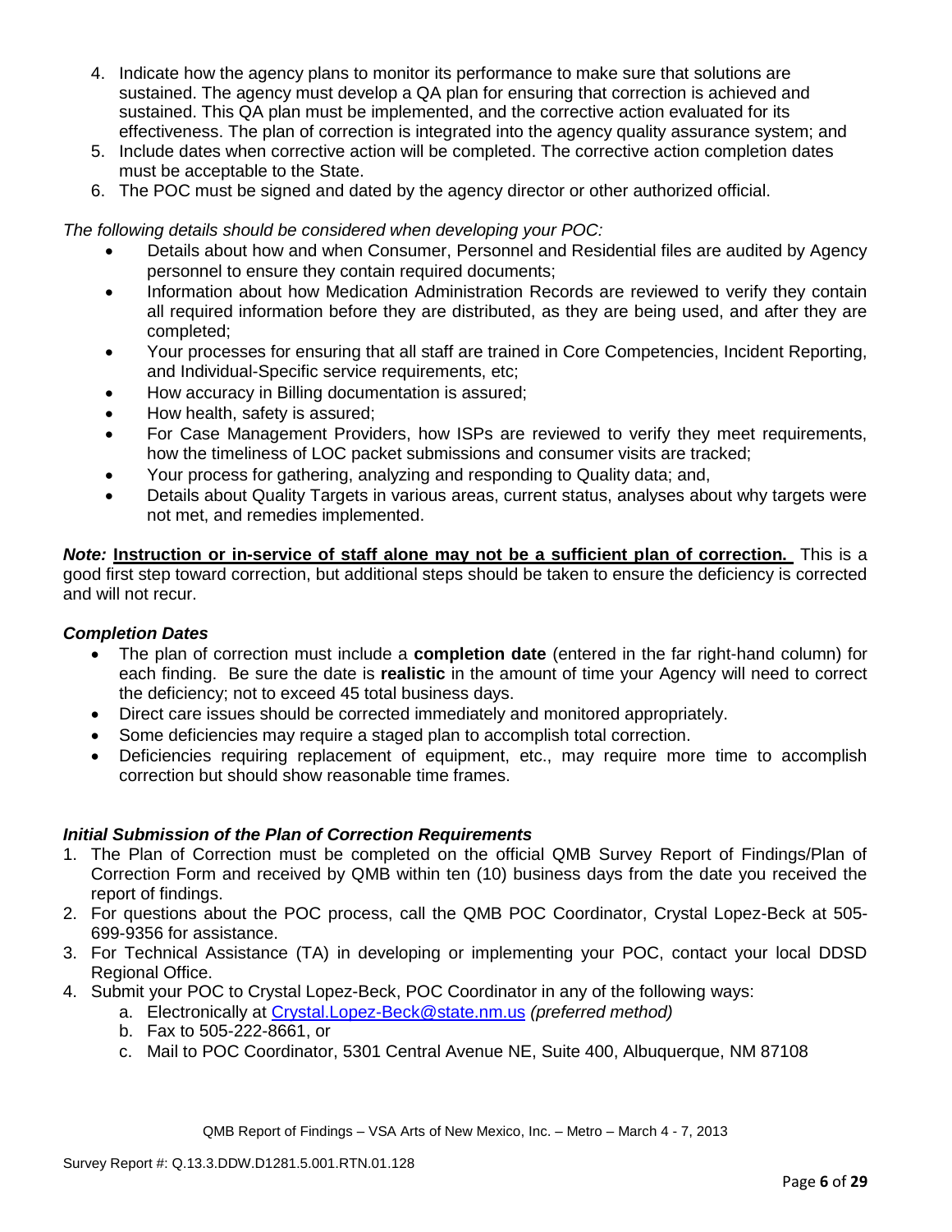4. Indicate how the agency plans to monitor its performance to make sure that solutions are sustained. The agency must develop a QA plan for ensuring that correction is achieved and sustained. This QA plan must be implemented, and the corrective action evaluated for its effectiveness. The plan of correction is integrated into the agency quality assurance system; and
5. Include dates when corrective action will be completed. The corrective action completion dates must be acceptable to the State.
6. The POC must be signed and dated by the agency director or other authorized official.

*The following details should be considered when developing your POC:*

- Details about how and when Consumer, Personnel and Residential files are audited by Agency personnel to ensure they contain required documents;
- Information about how Medication Administration Records are reviewed to verify they contain all required information before they are distributed, as they are being used, and after they are completed;
- Your processes for ensuring that all staff are trained in Core Competencies, Incident Reporting, and Individual-Specific service requirements, etc;
- How accuracy in Billing documentation is assured;
- How health, safety is assured;
- For Case Management Providers, how ISPs are reviewed to verify they meet requirements, how the timeliness of LOC packet submissions and consumer visits are tracked;
- Your process for gathering, analyzing and responding to Quality data; and,
- Details about Quality Targets in various areas, current status, analyses about why targets were not met, and remedies implemented.

***Note:*** **Instruction or in-service of staff alone may not be a sufficient plan of correction.** This is a good first step toward correction, but additional steps should be taken to ensure the deficiency is corrected and will not recur.

### *Completion Dates*

- The plan of correction must include a **completion date** (entered in the far right-hand column) for each finding. Be sure the date is **realistic** in the amount of time your Agency will need to correct the deficiency; not to exceed 45 total business days.
- Direct care issues should be corrected immediately and monitored appropriately.
- Some deficiencies may require a staged plan to accomplish total correction.
- Deficiencies requiring replacement of equipment, etc., may require more time to accomplish correction but should show reasonable time frames.

### *Initial Submission of the Plan of Correction Requirements*

1. The Plan of Correction must be completed on the official QMB Survey Report of Findings/Plan of Correction Form and received by QMB within ten (10) business days from the date you received the report of findings.
2. For questions about the POC process, call the QMB POC Coordinator, Crystal Lopez-Beck at 505-699-9356 for assistance.
3. For Technical Assistance (TA) in developing or implementing your POC, contact your local DDSD Regional Office.
4. Submit your POC to Crystal Lopez-Beck, POC Coordinator in any of the following ways:
   a. Electronically at Crystal.Lopez-Beck@state.nm.us *(preferred method)*
   b. Fax to 505-222-8661, or
   c. Mail to POC Coordinator, 5301 Central Avenue NE, Suite 400, Albuquerque, NM 87108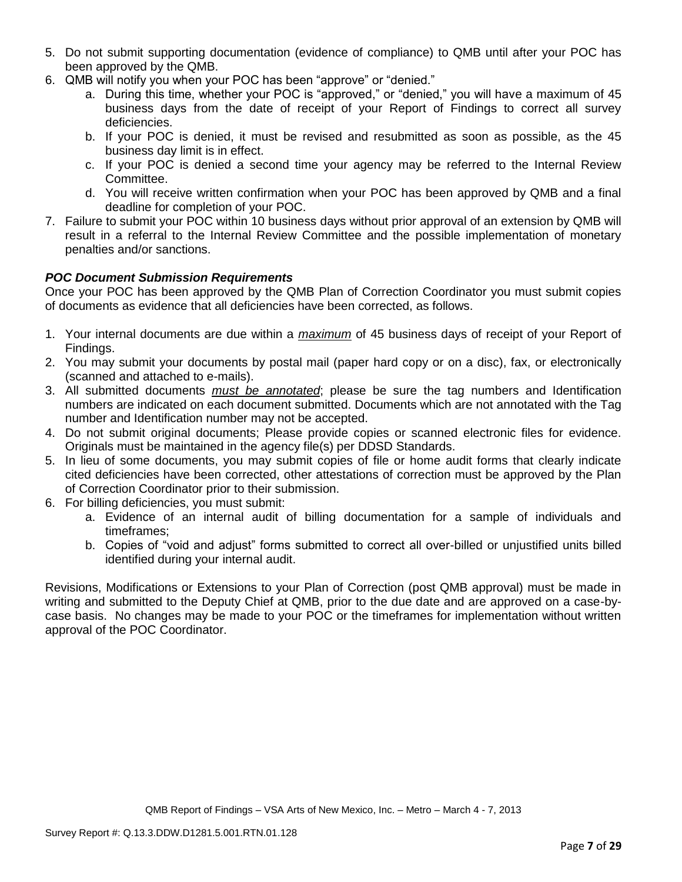5. Do not submit supporting documentation (evidence of compliance) to QMB until after your POC has been approved by the QMB.
6. QMB will notify you when your POC has been "approve" or "denied."
   a. During this time, whether your POC is "approved," or "denied," you will have a maximum of 45 business days from the date of receipt of your Report of Findings to correct all survey deficiencies.
   b. If your POC is denied, it must be revised and resubmitted as soon as possible, as the 45 business day limit is in effect.
   c. If your POC is denied a second time your agency may be referred to the Internal Review Committee.
   d. You will receive written confirmation when your POC has been approved by QMB and a final deadline for completion of your POC.
7. Failure to submit your POC within 10 business days without prior approval of an extension by QMB will result in a referral to the Internal Review Committee and the possible implementation of monetary penalties and/or sanctions.

***POC Document Submission Requirements***

Once your POC has been approved by the QMB Plan of Correction Coordinator you must submit copies of documents as evidence that all deficiencies have been corrected, as follows.

1. Your internal documents are due within a ***maximum*** of 45 business days of receipt of your Report of Findings.
2. You may submit your documents by postal mail (paper hard copy or on a disc), fax, or electronically (scanned and attached to e-mails).
3. All submitted documents ***must be annotated***; please be sure the tag numbers and Identification numbers are indicated on each document submitted. Documents which are not annotated with the Tag number and Identification number may not be accepted.
4. Do not submit original documents; Please provide copies or scanned electronic files for evidence. Originals must be maintained in the agency file(s) per DDSD Standards.
5. In lieu of some documents, you may submit copies of file or home audit forms that clearly indicate cited deficiencies have been corrected, other attestations of correction must be approved by the Plan of Correction Coordinator prior to their submission.
6. For billing deficiencies, you must submit:
   a. Evidence of an internal audit of billing documentation for a sample of individuals and timeframes;
   b. Copies of "void and adjust" forms submitted to correct all over-billed or unjustified units billed identified during your internal audit.

Revisions, Modifications or Extensions to your Plan of Correction (post QMB approval) must be made in writing and submitted to the Deputy Chief at QMB, prior to the due date and are approved on a case-by-case basis. No changes may be made to your POC or the timeframes for implementation without written approval of the POC Coordinator.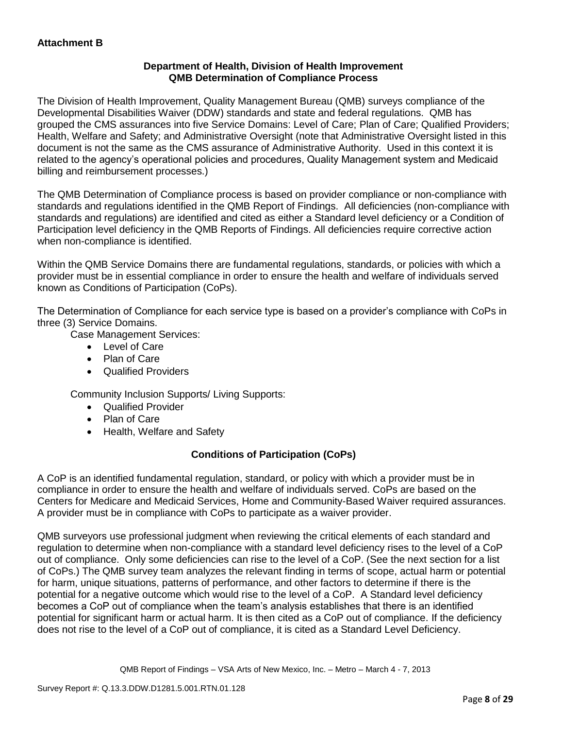**Attachment B**

**Department of Health, Division of Health Improvement**
**QMB Determination of Compliance Process**

The Division of Health Improvement, Quality Management Bureau (QMB) surveys compliance of the Developmental Disabilities Waiver (DDW) standards and state and federal regulations. QMB has grouped the CMS assurances into five Service Domains: Level of Care; Plan of Care; Qualified Providers; Health, Welfare and Safety; and Administrative Oversight (note that Administrative Oversight listed in this document is not the same as the CMS assurance of Administrative Authority. Used in this context it is related to the agency's operational policies and procedures, Quality Management system and Medicaid billing and reimbursement processes.)

The QMB Determination of Compliance process is based on provider compliance or non-compliance with standards and regulations identified in the QMB Report of Findings. All deficiencies (non-compliance with standards and regulations) are identified and cited as either a Standard level deficiency or a Condition of Participation level deficiency in the QMB Reports of Findings. All deficiencies require corrective action when non-compliance is identified.

Within the QMB Service Domains there are fundamental regulations, standards, or policies with which a provider must be in essential compliance in order to ensure the health and welfare of individuals served known as Conditions of Participation (CoPs).

The Determination of Compliance for each service type is based on a provider's compliance with CoPs in three (3) Service Domains.

Case Management Services:

- Level of Care
- Plan of Care
- Qualified Providers

Community Inclusion Supports/ Living Supports:

- Qualified Provider
- Plan of Care
- Health, Welfare and Safety

**Conditions of Participation (CoPs)**

A CoP is an identified fundamental regulation, standard, or policy with which a provider must be in compliance in order to ensure the health and welfare of individuals served. CoPs are based on the Centers for Medicare and Medicaid Services, Home and Community-Based Waiver required assurances. A provider must be in compliance with CoPs to participate as a waiver provider.

QMB surveyors use professional judgment when reviewing the critical elements of each standard and regulation to determine when non-compliance with a standard level deficiency rises to the level of a CoP out of compliance. Only some deficiencies can rise to the level of a CoP. (See the next section for a list of CoPs.) The QMB survey team analyzes the relevant finding in terms of scope, actual harm or potential for harm, unique situations, patterns of performance, and other factors to determine if there is the potential for a negative outcome which would rise to the level of a CoP. A Standard level deficiency becomes a CoP out of compliance when the team's analysis establishes that there is an identified potential for significant harm or actual harm. It is then cited as a CoP out of compliance. If the deficiency does not rise to the level of a CoP out of compliance, it is cited as a Standard Level Deficiency.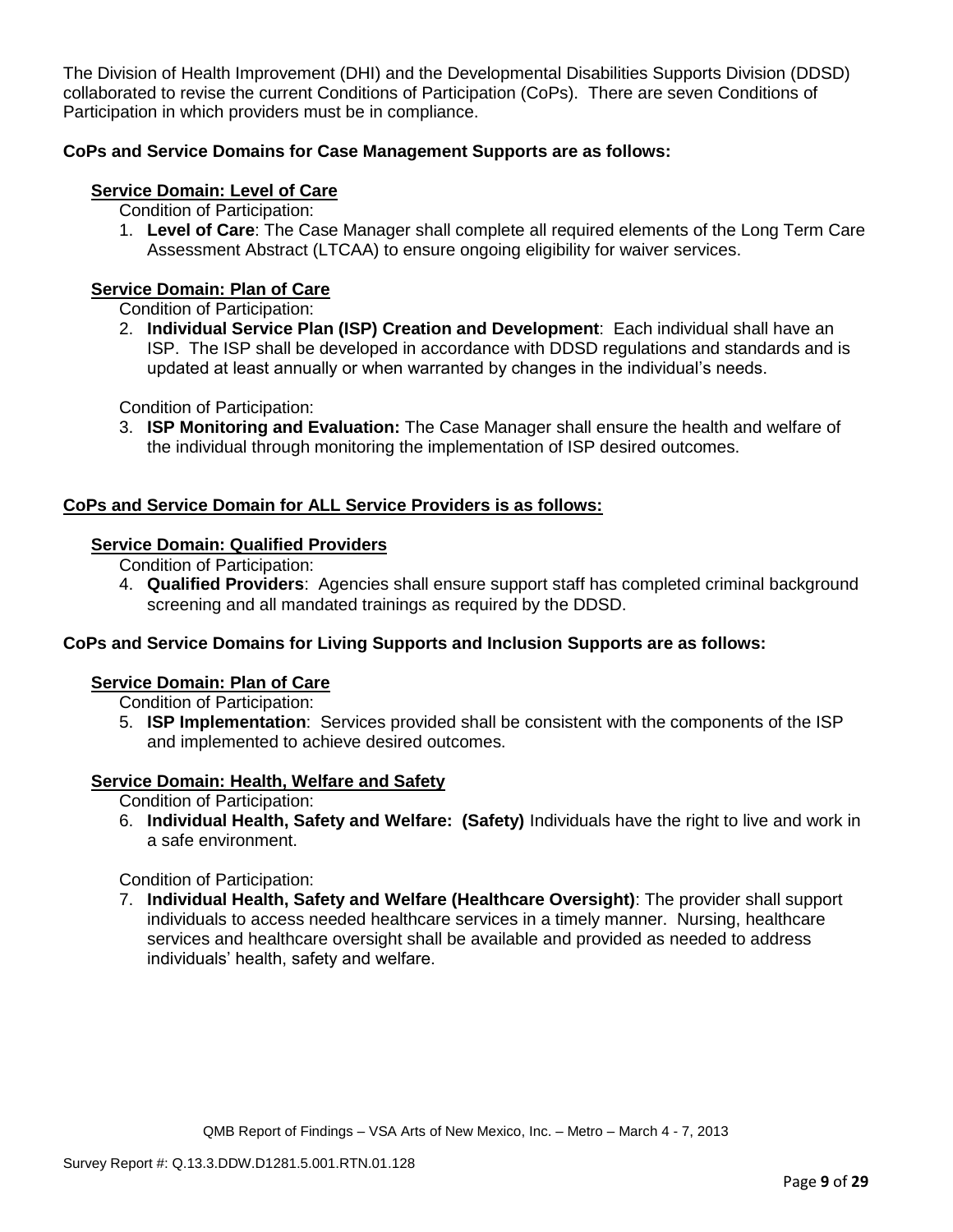The Division of Health Improvement (DHI) and the Developmental Disabilities Supports Division (DDSD) collaborated to revise the current Conditions of Participation (CoPs). There are seven Conditions of Participation in which providers must be in compliance.

**CoPs and Service Domains for Case Management Supports are as follows:**

**Service Domain: Level of Care**

Condition of Participation:

1. **Level of Care**: The Case Manager shall complete all required elements of the Long Term Care Assessment Abstract (LTCAA) to ensure ongoing eligibility for waiver services.

**Service Domain: Plan of Care**

Condition of Participation:

2. **Individual Service Plan (ISP) Creation and Development**: Each individual shall have an ISP. The ISP shall be developed in accordance with DDSD regulations and standards and is updated at least annually or when warranted by changes in the individual's needs.

Condition of Participation:

3. **ISP Monitoring and Evaluation:** The Case Manager shall ensure the health and welfare of the individual through monitoring the implementation of ISP desired outcomes.

**CoPs and Service Domain for ALL Service Providers is as follows:**

**Service Domain: Qualified Providers**

Condition of Participation:

4. **Qualified Providers**: Agencies shall ensure support staff has completed criminal background screening and all mandated trainings as required by the DDSD.

**CoPs and Service Domains for Living Supports and Inclusion Supports are as follows:**

**Service Domain: Plan of Care**

Condition of Participation:

5. **ISP Implementation**: Services provided shall be consistent with the components of the ISP and implemented to achieve desired outcomes.

**Service Domain: Health, Welfare and Safety**

Condition of Participation:

6. **Individual Health, Safety and Welfare: (Safety)** Individuals have the right to live and work in a safe environment.

Condition of Participation:

7. **Individual Health, Safety and Welfare (Healthcare Oversight)**: The provider shall support individuals to access needed healthcare services in a timely manner. Nursing, healthcare services and healthcare oversight shall be available and provided as needed to address individuals' health, safety and welfare.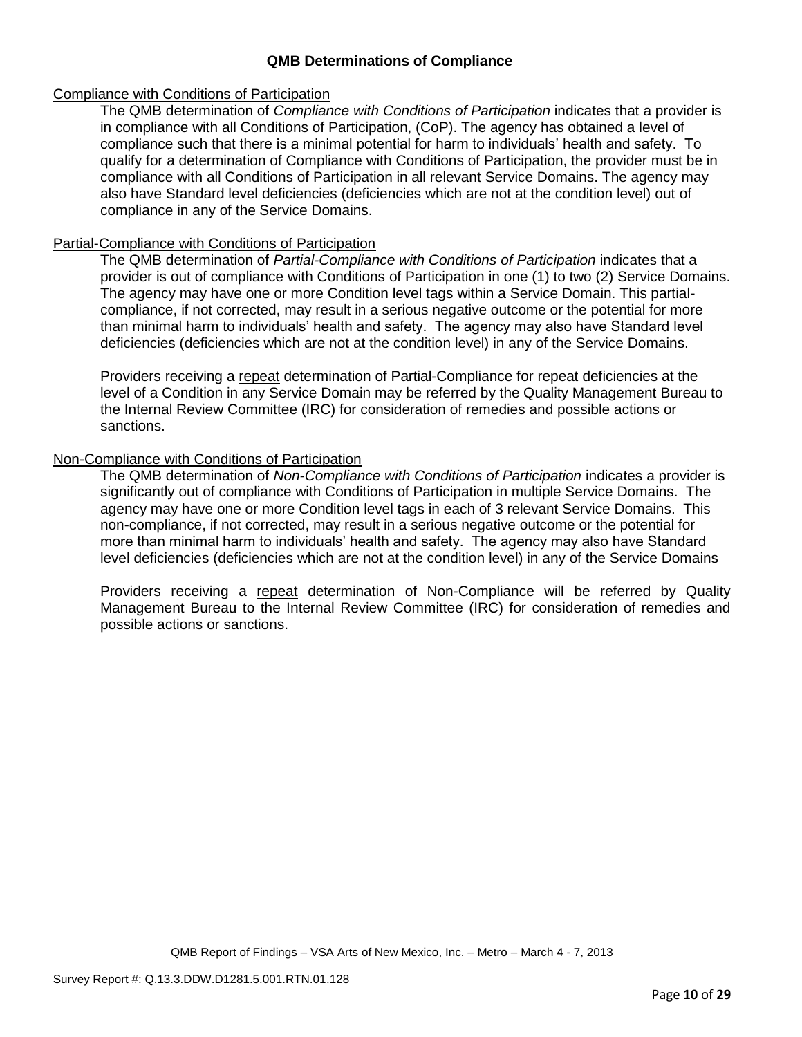## QMB Determinations of Compliance

### Compliance with Conditions of Participation

The QMB determination of *Compliance with Conditions of Participation* indicates that a provider is in compliance with all Conditions of Participation, (CoP). The agency has obtained a level of compliance such that there is a minimal potential for harm to individuals' health and safety. To qualify for a determination of Compliance with Conditions of Participation, the provider must be in compliance with all Conditions of Participation in all relevant Service Domains. The agency may also have Standard level deficiencies (deficiencies which are not at the condition level) out of compliance in any of the Service Domains.

### Partial-Compliance with Conditions of Participation

The QMB determination of *Partial-Compliance with Conditions of Participation* indicates that a provider is out of compliance with Conditions of Participation in one (1) to two (2) Service Domains. The agency may have one or more Condition level tags within a Service Domain. This partial-compliance, if not corrected, may result in a serious negative outcome or the potential for more than minimal harm to individuals' health and safety. The agency may also have Standard level deficiencies (deficiencies which are not at the condition level) in any of the Service Domains.

Providers receiving a repeat determination of Partial-Compliance for repeat deficiencies at the level of a Condition in any Service Domain may be referred by the Quality Management Bureau to the Internal Review Committee (IRC) for consideration of remedies and possible actions or sanctions.

### Non-Compliance with Conditions of Participation

The QMB determination of *Non-Compliance with Conditions of Participation* indicates a provider is significantly out of compliance with Conditions of Participation in multiple Service Domains. The agency may have one or more Condition level tags in each of 3 relevant Service Domains. This non-compliance, if not corrected, may result in a serious negative outcome or the potential for more than minimal harm to individuals' health and safety. The agency may also have Standard level deficiencies (deficiencies which are not at the condition level) in any of the Service Domains

Providers receiving a repeat determination of Non-Compliance will be referred by Quality Management Bureau to the Internal Review Committee (IRC) for consideration of remedies and possible actions or sanctions.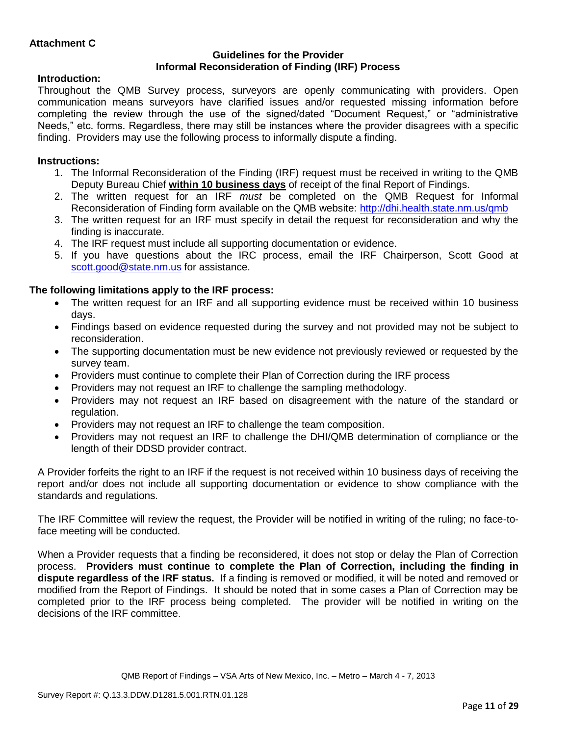**Attachment C**

**Guidelines for the Provider**
**Informal Reconsideration of Finding (IRF) Process**

**Introduction:**

Throughout the QMB Survey process, surveyors are openly communicating with providers. Open communication means surveyors have clarified issues and/or requested missing information before completing the review through the use of the signed/dated "Document Request," or "administrative Needs," etc. forms. Regardless, there may still be instances where the provider disagrees with a specific finding. Providers may use the following process to informally dispute a finding.

**Instructions:**

1. The Informal Reconsideration of the Finding (IRF) request must be received in writing to the QMB Deputy Bureau Chief **within 10 business days** of receipt of the final Report of Findings.
2. The written request for an IRF *must* be completed on the QMB Request for Informal Reconsideration of Finding form available on the QMB website: http://dhi.health.state.nm.us/qmb
3. The written request for an IRF must specify in detail the request for reconsideration and why the finding is inaccurate.
4. The IRF request must include all supporting documentation or evidence.
5. If you have questions about the IRC process, email the IRF Chairperson, Scott Good at scott.good@state.nm.us for assistance.

**The following limitations apply to the IRF process:**

- The written request for an IRF and all supporting evidence must be received within 10 business days.
- Findings based on evidence requested during the survey and not provided may not be subject to reconsideration.
- The supporting documentation must be new evidence not previously reviewed or requested by the survey team.
- Providers must continue to complete their Plan of Correction during the IRF process
- Providers may not request an IRF to challenge the sampling methodology.
- Providers may not request an IRF based on disagreement with the nature of the standard or regulation.
- Providers may not request an IRF to challenge the team composition.
- Providers may not request an IRF to challenge the DHI/QMB determination of compliance or the length of their DDSD provider contract.

A Provider forfeits the right to an IRF if the request is not received within 10 business days of receiving the report and/or does not include all supporting documentation or evidence to show compliance with the standards and regulations.

The IRF Committee will review the request, the Provider will be notified in writing of the ruling; no face-to-face meeting will be conducted.

When a Provider requests that a finding be reconsidered, it does not stop or delay the Plan of Correction process. **Providers must continue to complete the Plan of Correction, including the finding in dispute regardless of the IRF status.** If a finding is removed or modified, it will be noted and removed or modified from the Report of Findings. It should be noted that in some cases a Plan of Correction may be completed prior to the IRF process being completed. The provider will be notified in writing on the decisions of the IRF committee.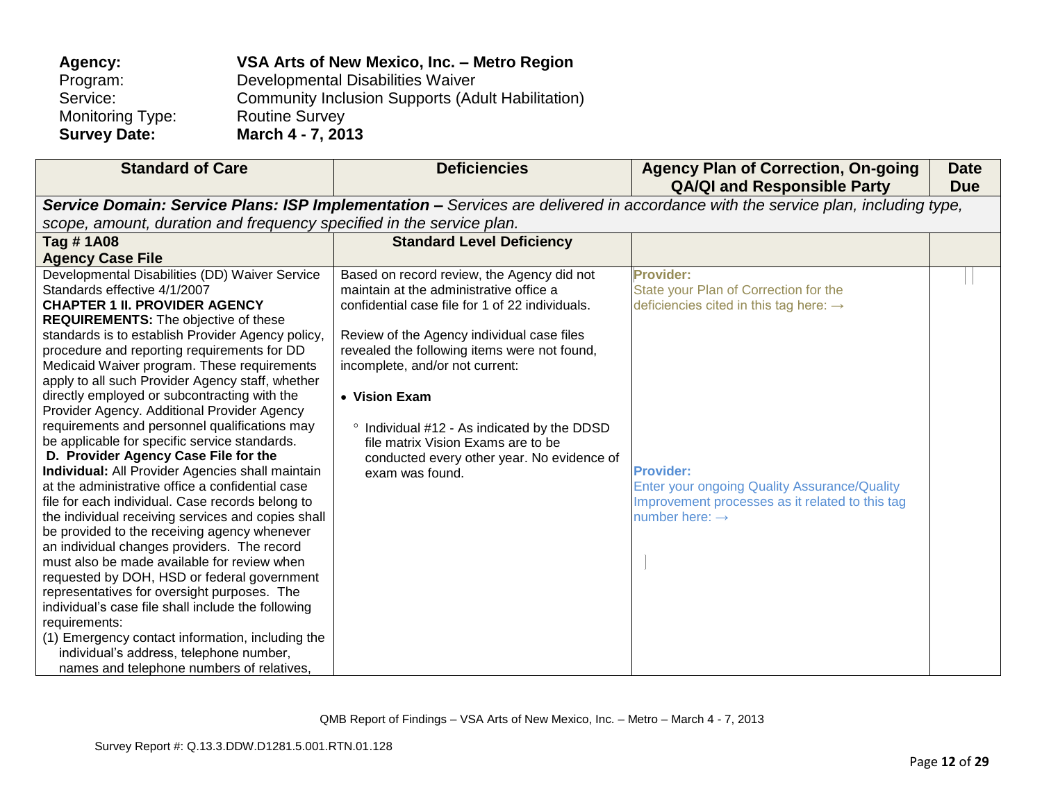**Agency:** **VSA Arts of New Mexico, Inc. – Metro Region**
Program: Developmental Disabilities Waiver
Service: Community Inclusion Supports (Adult Habilitation)
Monitoring Type: Routine Survey
**Survey Date:** **March 4 - 7, 2013**

| Standard of Care | Deficiencies | Agency Plan of Correction, On-going QA/QI and Responsible Party | Date Due |
|---|---|---|---|
| ***Service Domain: Service Plans: ISP Implementation –*** *Services are delivered in accordance with the service plan, including type, scope, amount, duration and frequency specified in the service plan.* | | | |
| **Tag # 1A08 Agency Case File** | **Standard Level Deficiency** | | |
| Developmental Disabilities (DD) Waiver Service Standards effective 4/1/2007<br>**CHAPTER 1 II. PROVIDER AGENCY REQUIREMENTS:** The objective of these standards is to establish Provider Agency policy, procedure and reporting requirements for DD Medicaid Waiver program. These requirements apply to all such Provider Agency staff, whether directly employed or subcontracting with the Provider Agency. Additional Provider Agency requirements and personnel qualifications may be applicable for specific service standards.<br>**D. Provider Agency Case File for the Individual:** All Provider Agencies shall maintain at the administrative office a confidential case file for each individual. Case records belong to the individual receiving services and copies shall be provided to the receiving agency whenever an individual changes providers. The record must also be made available for review when requested by DOH, HSD or federal government representatives for oversight purposes. The individual's case file shall include the following requirements:<br>(1) Emergency contact information, including the individual's address, telephone number, names and telephone numbers of relatives, | Based on record review, the Agency did not maintain at the administrative office a confidential case file for 1 of 22 individuals.<br><br>Review of the Agency individual case files revealed the following items were not found, incomplete, and/or not current:<br><br>• **Vision Exam**<br><br>° Individual #12 - As indicated by the DDSD file matrix Vision Exams are to be conducted every other year. No evidence of exam was found. | **Provider:**<br>State your Plan of Correction for the deficiencies cited in this tag here: →<br><br><br><br>**Provider:**<br>Enter your ongoing Quality Assurance/Quality Improvement processes as it related to this tag number here: → | |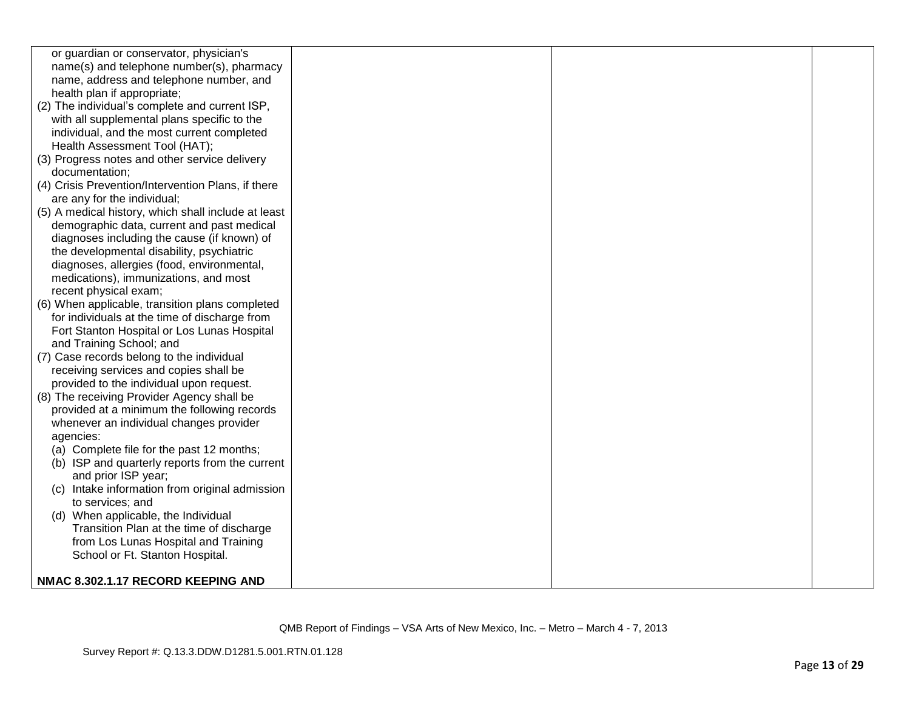| | | | |
|---|---|---|---|
| or guardian or conservator, physician's name(s) and telephone number(s), pharmacy name, address and telephone number, and health plan if appropriate;<br>(2) The individual's complete and current ISP, with all supplemental plans specific to the individual, and the most current completed Health Assessment Tool (HAT);<br>(3) Progress notes and other service delivery documentation;<br>(4) Crisis Prevention/Intervention Plans, if there are any for the individual;<br>(5) A medical history, which shall include at least demographic data, current and past medical diagnoses including the cause (if known) of the developmental disability, psychiatric diagnoses, allergies (food, environmental, medications), immunizations, and most recent physical exam;<br>(6) When applicable, transition plans completed for individuals at the time of discharge from Fort Stanton Hospital or Los Lunas Hospital and Training School; and<br>(7) Case records belong to the individual receiving services and copies shall be provided to the individual upon request.<br>(8) The receiving Provider Agency shall be provided at a minimum the following records whenever an individual changes provider agencies:<br>(a) Complete file for the past 12 months;<br>(b) ISP and quarterly reports from the current and prior ISP year;<br>(c) Intake information from original admission to services; and<br>(d) When applicable, the Individual Transition Plan at the time of discharge from Los Lunas Hospital and Training School or Ft. Stanton Hospital.<br><br>**NMAC 8.302.1.17 RECORD KEEPING AND** | | | |

QMB Report of Findings – VSA Arts of New Mexico, Inc. – Metro – March 4 - 7, 2013

Survey Report #: Q.13.3.DDW.D1281.5.001.RTN.01.128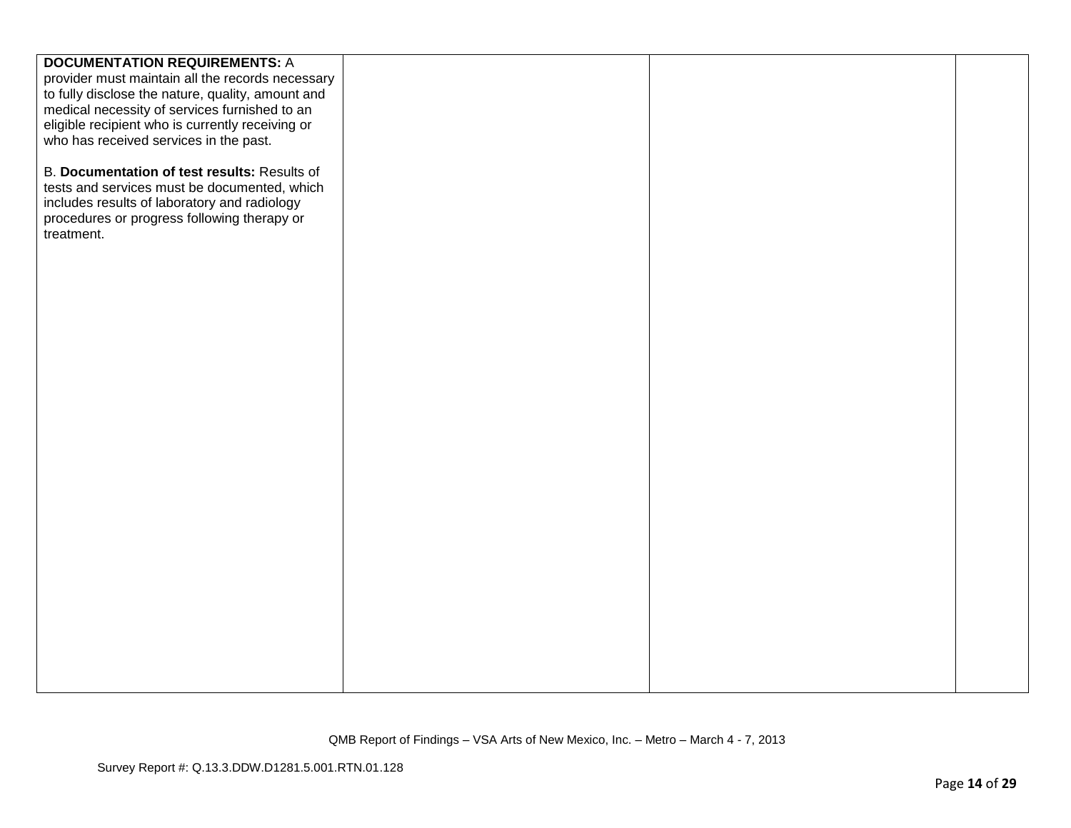| | | | |
|---|---|---|---|
| **DOCUMENTATION REQUIREMENTS:** A provider must maintain all the records necessary to fully disclose the nature, quality, amount and medical necessity of services furnished to an eligible recipient who is currently receiving or who has received services in the past.<br><br>B. **Documentation of test results:** Results of tests and services must be documented, which includes results of laboratory and radiology procedures or progress following therapy or treatment. | | | |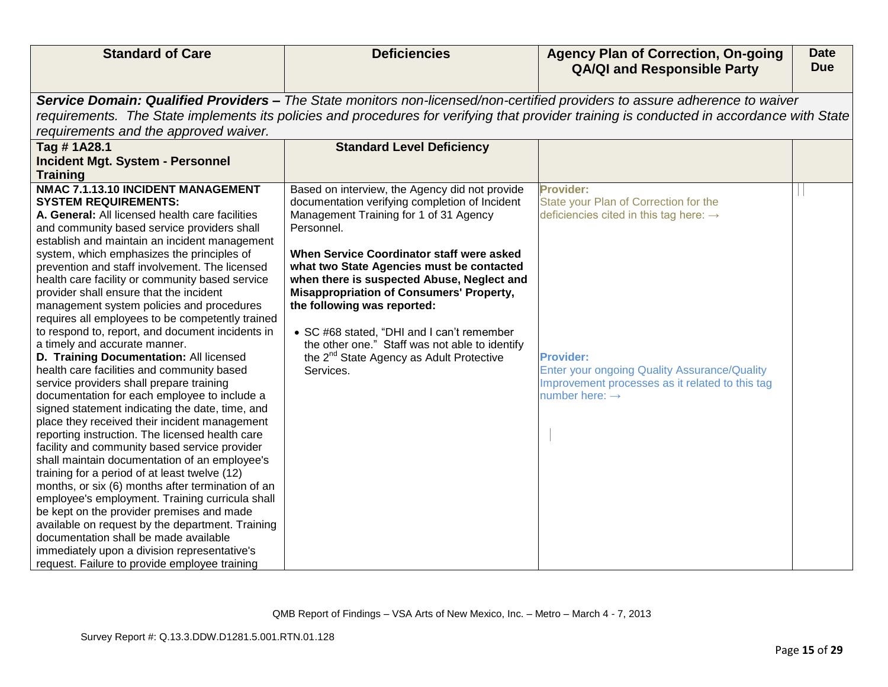| Standard of Care | Deficiencies | Agency Plan of Correction, On-going QA/QI and Responsible Party | Date Due |
|---|---|---|---|
| ***Service Domain: Qualified Providers –*** *The State monitors non-licensed/non-certified providers to assure adherence to waiver requirements. The State implements its policies and procedures for verifying that provider training is conducted in accordance with State requirements and the approved waiver.* | | | |
| **Tag # 1A28.1**<br>**Incident Mgt. System - Personnel Training** | **Standard Level Deficiency** | | |
| **NMAC 7.1.13.10 INCIDENT MANAGEMENT SYSTEM REQUIREMENTS:**<br>**A. General:** All licensed health care facilities and community based service providers shall establish and maintain an incident management system, which emphasizes the principles of prevention and staff involvement. The licensed health care facility or community based service provider shall ensure that the incident management system policies and procedures requires all employees to be competently trained to respond to, report, and document incidents in a timely and accurate manner.<br>**D. Training Documentation:** All licensed health care facilities and community based service providers shall prepare training documentation for each employee to include a signed statement indicating the date, time, and place they received their incident management reporting instruction. The licensed health care facility and community based service provider shall maintain documentation of an employee's training for a period of at least twelve (12) months, or six (6) months after termination of an employee's employment. Training curricula shall be kept on the provider premises and made available on request by the department. Training documentation shall be made available immediately upon a division representative's request. Failure to provide employee training | Based on interview, the Agency did not provide documentation verifying completion of Incident Management Training for 1 of 31 Agency Personnel.<br><br>**When Service Coordinator staff were asked what two State Agencies must be contacted when there is suspected Abuse, Neglect and Misappropriation of Consumers' Property, the following was reported:**<br><br>• SC #68 stated, "DHI and I can't remember the other one." Staff was not able to identify the 2nd State Agency as Adult Protective Services. | **Provider:**<br>State your Plan of Correction for the deficiencies cited in this tag here: →<br><br><br><br><br><br><br>**Provider:**<br>Enter your ongoing Quality Assurance/Quality Improvement processes as it related to this tag number here: → | |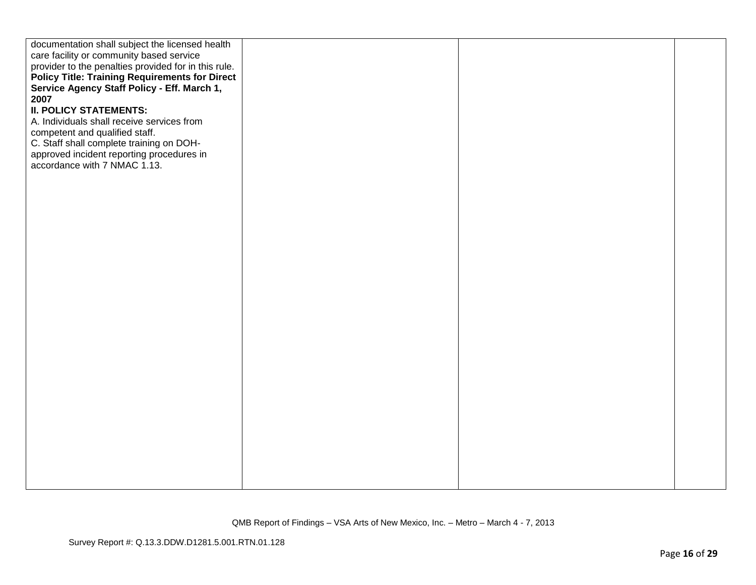| | | | |
|---|---|---|---|
| documentation shall subject the licensed health care facility or community based service provider to the penalties provided for in this rule.<br>**Policy Title: Training Requirements for Direct Service Agency Staff Policy - Eff. March 1, 2007**<br>**II. POLICY STATEMENTS:**<br>A. Individuals shall receive services from competent and qualified staff.<br>C. Staff shall complete training on DOH-approved incident reporting procedures in accordance with 7 NMAC 1.13. | | | |

QMB Report of Findings – VSA Arts of New Mexico, Inc. – Metro – March 4 - 7, 2013

Survey Report #: Q.13.3.DDW.D1281.5.001.RTN.01.128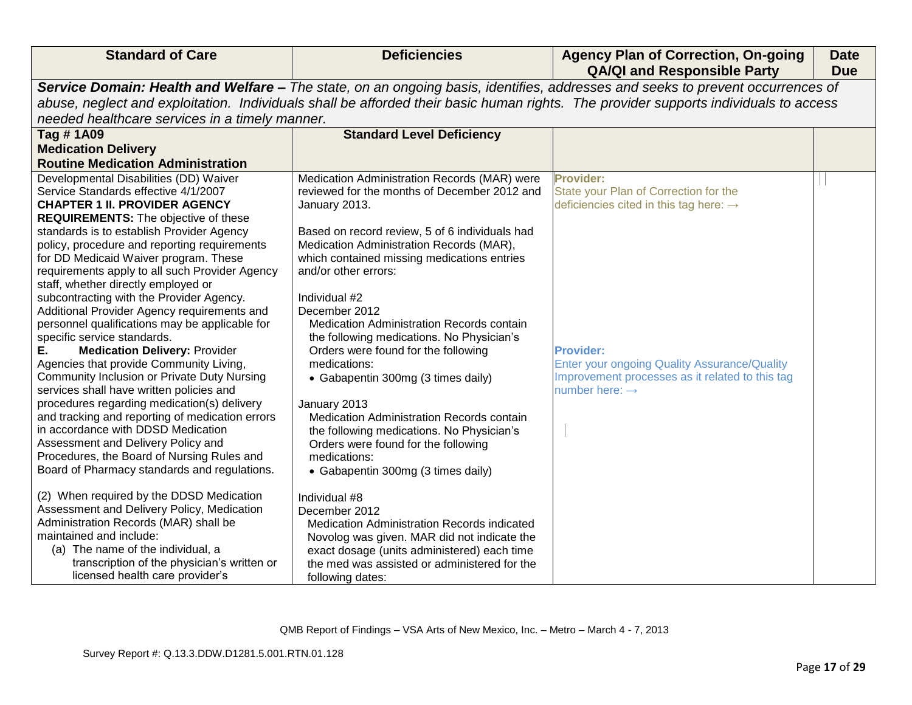| Standard of Care | Deficiencies | Agency Plan of Correction, On-going QA/QI and Responsible Party | Date Due |
|---|---|---|---|
| ***Service Domain: Health and Welfare –** The state, on an ongoing basis, identifies, addresses and seeks to prevent occurrences of abuse, neglect and exploitation. Individuals shall be afforded their basic human rights. The provider supports individuals to access needed healthcare services in a timely manner.* | | | |
| **Tag # 1A09**<br>**Medication Delivery**<br>**Routine Medication Administration** | **Standard Level Deficiency** | | |
| Developmental Disabilities (DD) Waiver Service Standards effective 4/1/2007<br>**CHAPTER 1 II. PROVIDER AGENCY REQUIREMENTS:** The objective of these standards is to establish Provider Agency policy, procedure and reporting requirements for DD Medicaid Waiver program. These requirements apply to all such Provider Agency staff, whether directly employed or subcontracting with the Provider Agency. Additional Provider Agency requirements and personnel qualifications may be applicable for specific service standards.<br>**E. Medication Delivery:** Provider Agencies that provide Community Living, Community Inclusion or Private Duty Nursing services shall have written policies and procedures regarding medication(s) delivery and tracking and reporting of medication errors in accordance with DDSD Medication Assessment and Delivery Policy and Procedures, the Board of Nursing Rules and Board of Pharmacy standards and regulations.<br><br>(2) When required by the DDSD Medication Assessment and Delivery Policy, Medication Administration Records (MAR) shall be maintained and include:<br>(a) The name of the individual, a transcription of the physician's written or licensed health care provider's | Medication Administration Records (MAR) were reviewed for the months of December 2012 and January 2013.<br><br>Based on record review, 5 of 6 individuals had Medication Administration Records (MAR), which contained missing medications entries and/or other errors:<br><br>Individual #2<br>December 2012<br>Medication Administration Records contain the following medications. No Physician's Orders were found for the following medications:<br>• Gabapentin 300mg (3 times daily)<br><br>January 2013<br>Medication Administration Records contain the following medications. No Physician's Orders were found for the following medications:<br>• Gabapentin 300mg (3 times daily)<br><br>Individual #8<br>December 2012<br>Medication Administration Records indicated Novolog was given. MAR did not indicate the exact dosage (units administered) each time the med was assisted or administered for the following dates: | **Provider:**<br>State your Plan of Correction for the deficiencies cited in this tag here: →<br><br><br><br><br><br><br><br><br><br><br>**Provider:**<br>Enter your ongoing Quality Assurance/Quality Improvement processes as it related to this tag number here: → | |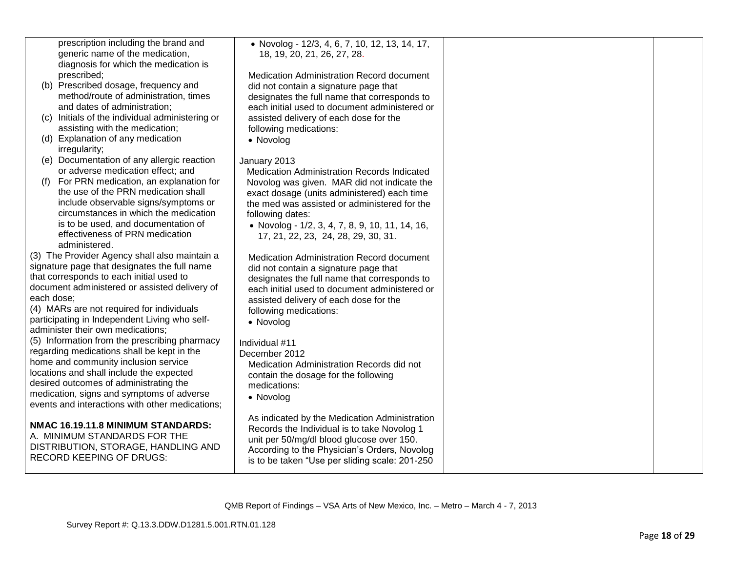| | | | |
|---|---|---|---|
| prescription including the brand and generic name of the medication, diagnosis for which the medication is prescribed;<br>(b) Prescribed dosage, frequency and method/route of administration, times and dates of administration;<br>(c) Initials of the individual administering or assisting with the medication;<br>(d) Explanation of any medication irregularity;<br>(e) Documentation of any allergic reaction or adverse medication effect; and<br>(f) For PRN medication, an explanation for the use of the PRN medication shall include observable signs/symptoms or circumstances in which the medication is to be used, and documentation of effectiveness of PRN medication administered.<br>(3) The Provider Agency shall also maintain a signature page that designates the full name that corresponds to each initial used to document administered or assisted delivery of each dose;<br>(4) MARs are not required for individuals participating in Independent Living who self-administer their own medications;<br>(5) Information from the prescribing pharmacy regarding medications shall be kept in the home and community inclusion service locations and shall include the expected desired outcomes of administrating the medication, signs and symptoms of adverse events and interactions with other medications;<br><br>**NMAC 16.19.11.8 MINIMUM STANDARDS:**<br>A. MINIMUM STANDARDS FOR THE DISTRIBUTION, STORAGE, HANDLING AND RECORD KEEPING OF DRUGS: | • Novolog - 12/3, 4, 6, 7, 10, 12, 13, 14, 17, 18, 19, 20, 21, 26, 27, 28.<br><br>Medication Administration Record document did not contain a signature page that designates the full name that corresponds to each initial used to document administered or assisted delivery of each dose for the following medications:<br>• Novolog<br><br>January 2013<br>Medication Administration Records Indicated Novolog was given. MAR did not indicate the exact dosage (units administered) each time the med was assisted or administered for the following dates:<br>• Novolog - 1/2, 3, 4, 7, 8, 9, 10, 11, 14, 16, 17, 21, 22, 23, 24, 28, 29, 30, 31.<br><br>Medication Administration Record document did not contain a signature page that designates the full name that corresponds to each initial used to document administered or assisted delivery of each dose for the following medications:<br>• Novolog<br><br>Individual #11<br>December 2012<br>Medication Administration Records did not contain the dosage for the following medications:<br>• Novolog<br><br>As indicated by the Medication Administration Records the Individual is to take Novolog 1 unit per 50/mg/dl blood glucose over 150. According to the Physician's Orders, Novolog is to be taken "Use per sliding scale: 201-250 | | |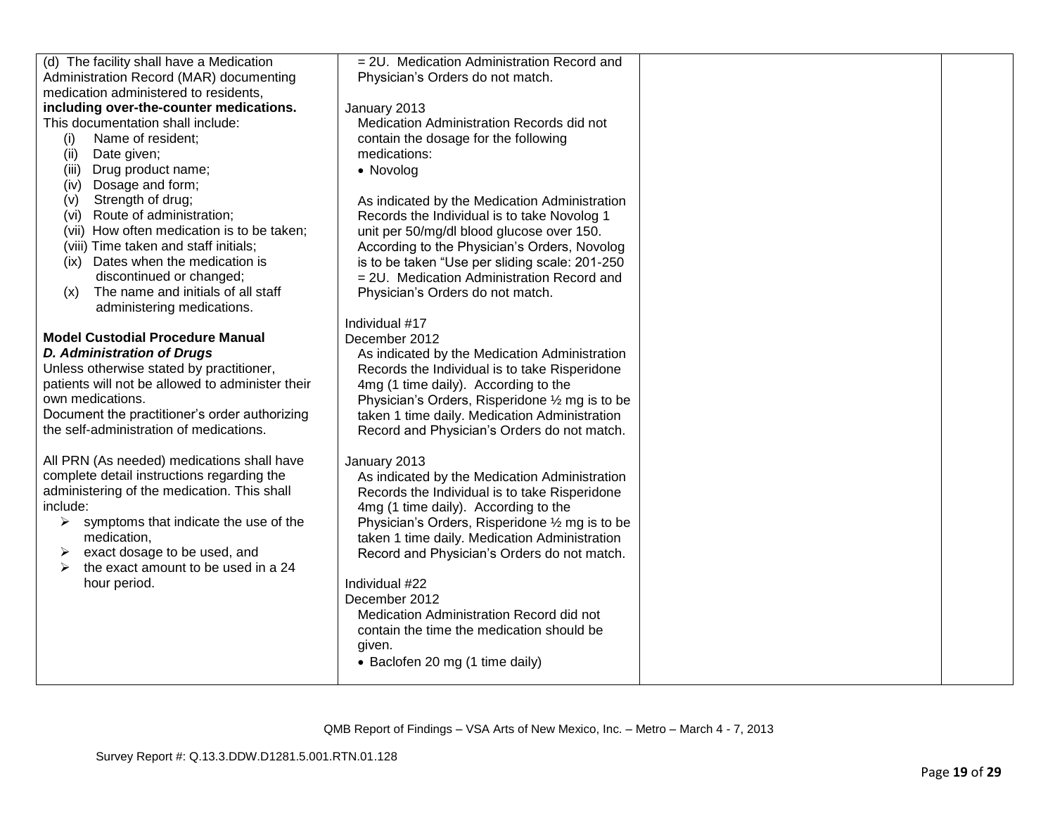| | | | |
|---|---|---|---|
| (d) The facility shall have a Medication Administration Record (MAR) documenting medication administered to residents, **including over-the-counter medications.** This documentation shall include:<br>(i) Name of resident;<br>(ii) Date given;<br>(iii) Drug product name;<br>(iv) Dosage and form;<br>(v) Strength of drug;<br>(vi) Route of administration;<br>(vii) How often medication is to be taken;<br>(viii) Time taken and staff initials;<br>(ix) Dates when the medication is discontinued or changed;<br>(x) The name and initials of all staff administering medications.<br><br>**Model Custodial Procedure Manual**<br>***D. Administration of Drugs***<br>Unless otherwise stated by practitioner, patients will not be allowed to administer their own medications.<br>Document the practitioner's order authorizing the self-administration of medications.<br><br>All PRN (As needed) medications shall have complete detail instructions regarding the administering of the medication. This shall include:<br>➢ symptoms that indicate the use of the medication,<br>➢ exact dosage to be used, and<br>➢ the exact amount to be used in a 24 hour period. | = 2U. Medication Administration Record and Physician's Orders do not match.<br><br>January 2013<br>Medication Administration Records did not contain the dosage for the following medications:<br>• Novolog<br><br>As indicated by the Medication Administration Records the Individual is to take Novolog 1 unit per 50/mg/dl blood glucose over 150. According to the Physician's Orders, Novolog is to be taken "Use per sliding scale: 201-250 = 2U. Medication Administration Record and Physician's Orders do not match.<br><br>Individual #17<br>December 2012<br>As indicated by the Medication Administration Records the Individual is to take Risperidone 4mg (1 time daily). According to the Physician's Orders, Risperidone ½ mg is to be taken 1 time daily. Medication Administration Record and Physician's Orders do not match.<br><br>January 2013<br>As indicated by the Medication Administration Records the Individual is to take Risperidone 4mg (1 time daily). According to the Physician's Orders, Risperidone ½ mg is to be taken 1 time daily. Medication Administration Record and Physician's Orders do not match.<br><br>Individual #22<br>December 2012<br>Medication Administration Record did not contain the time the medication should be given.<br>• Baclofen 20 mg (1 time daily) | | |

QMB Report of Findings – VSA Arts of New Mexico, Inc. – Metro – March 4 - 7, 2013

Survey Report #: Q.13.3.DDW.D1281.5.001.RTN.01.128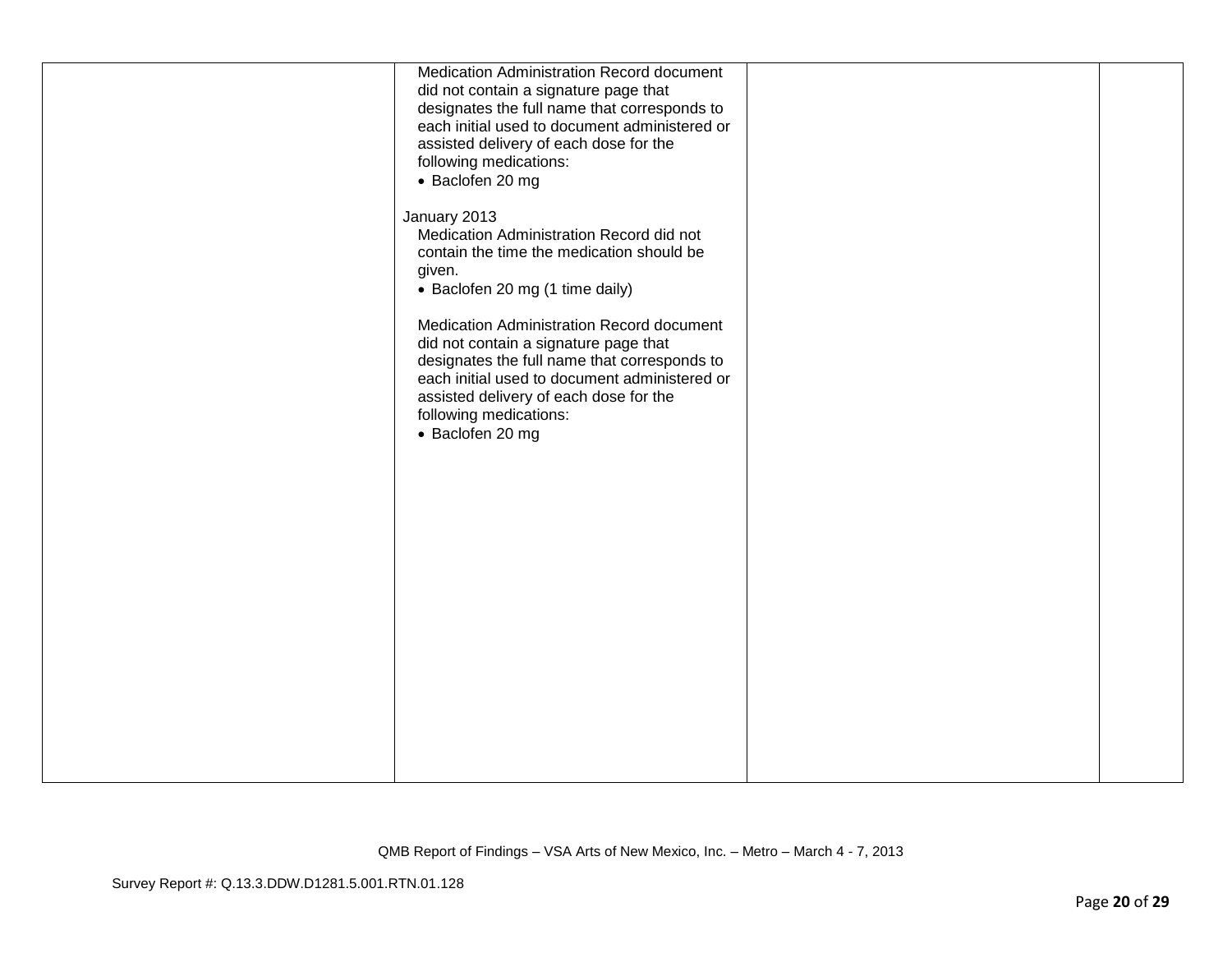| | | | |
|---|---|---|---|
| | Medication Administration Record document did not contain a signature page that designates the full name that corresponds to each initial used to document administered or assisted delivery of each dose for the following medications:<br>• Baclofen 20 mg<br><br>January 2013<br>Medication Administration Record did not contain the time the medication should be given.<br>• Baclofen 20 mg (1 time daily)<br><br>Medication Administration Record document did not contain a signature page that designates the full name that corresponds to each initial used to document administered or assisted delivery of each dose for the following medications:<br>• Baclofen 20 mg | | |

QMB Report of Findings – VSA Arts of New Mexico, Inc. – Metro – March 4 - 7, 2013

Survey Report #: Q.13.3.DDW.D1281.5.001.RTN.01.128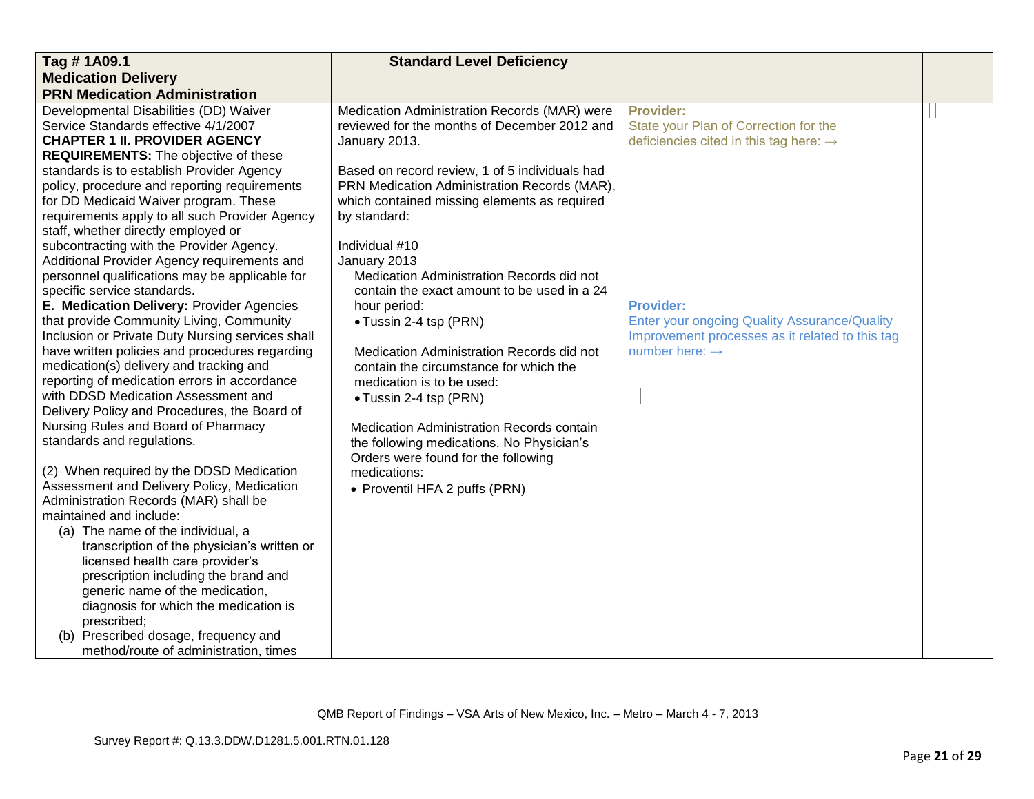| Tag # 1A09.1 Medication Delivery PRN Medication Administration | Standard Level Deficiency | | |
|---|---|---|---|
| Developmental Disabilities (DD) Waiver Service Standards effective 4/1/2007 **CHAPTER 1 II. PROVIDER AGENCY REQUIREMENTS:** The objective of these standards is to establish Provider Agency policy, procedure and reporting requirements for DD Medicaid Waiver program. These requirements apply to all such Provider Agency staff, whether directly employed or subcontracting with the Provider Agency. Additional Provider Agency requirements and personnel qualifications may be applicable for specific service standards.<br>**E. Medication Delivery:** Provider Agencies that provide Community Living, Community Inclusion or Private Duty Nursing services shall have written policies and procedures regarding medication(s) delivery and tracking and reporting of medication errors in accordance with DDSD Medication Assessment and Delivery Policy and Procedures, the Board of Nursing Rules and Board of Pharmacy standards and regulations.<br><br>(2) When required by the DDSD Medication Assessment and Delivery Policy, Medication Administration Records (MAR) shall be maintained and include:<br>(a) The name of the individual, a transcription of the physician's written or licensed health care provider's prescription including the brand and generic name of the medication, diagnosis for which the medication is prescribed;<br>(b) Prescribed dosage, frequency and method/route of administration, times | Medication Administration Records (MAR) were reviewed for the months of December 2012 and January 2013.<br><br>Based on record review, 1 of 5 individuals had PRN Medication Administration Records (MAR), which contained missing elements as required by standard:<br><br>Individual #10<br>January 2013<br>Medication Administration Records did not contain the exact amount to be used in a 24 hour period:<br>• Tussin 2-4 tsp (PRN)<br><br>Medication Administration Records did not contain the circumstance for which the medication is to be used:<br>• Tussin 2-4 tsp (PRN)<br><br>Medication Administration Records contain the following medications. No Physician's Orders were found for the following medications:<br>• Proventil HFA 2 puffs (PRN) | **Provider:**<br>State your Plan of Correction for the deficiencies cited in this tag here: →<br><br>**Provider:**<br>Enter your ongoing Quality Assurance/Quality Improvement processes as it related to this tag number here: → | |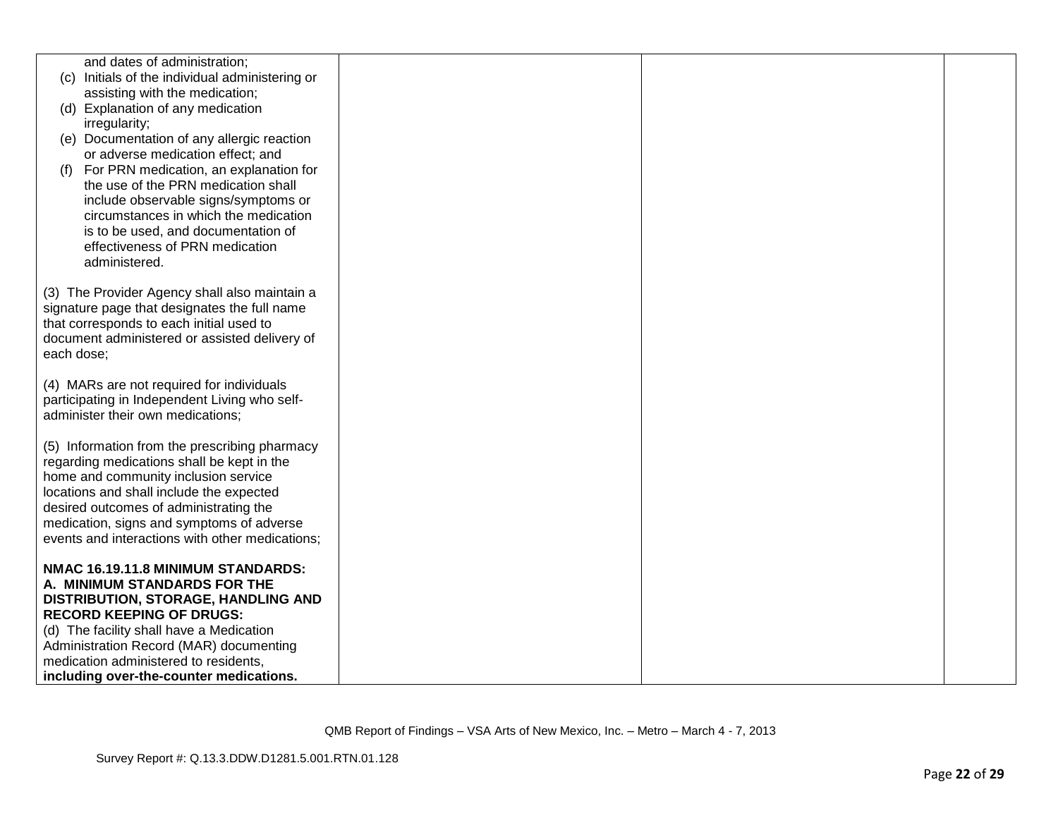| | | | |
|---|---|---|---|
| and dates of administration;<br>(c) Initials of the individual administering or assisting with the medication;<br>(d) Explanation of any medication irregularity;<br>(e) Documentation of any allergic reaction or adverse medication effect; and<br>(f) For PRN medication, an explanation for the use of the PRN medication shall include observable signs/symptoms or circumstances in which the medication is to be used, and documentation of effectiveness of PRN medication administered.<br><br>(3) The Provider Agency shall also maintain a signature page that designates the full name that corresponds to each initial used to document administered or assisted delivery of each dose;<br><br>(4) MARs are not required for individuals participating in Independent Living who self-administer their own medications;<br><br>(5) Information from the prescribing pharmacy regarding medications shall be kept in the home and community inclusion service locations and shall include the expected desired outcomes of administrating the medication, signs and symptoms of adverse events and interactions with other medications;<br><br>**NMAC 16.19.11.8 MINIMUM STANDARDS: A. MINIMUM STANDARDS FOR THE DISTRIBUTION, STORAGE, HANDLING AND RECORD KEEPING OF DRUGS:**<br>(d) The facility shall have a Medication Administration Record (MAR) documenting medication administered to residents, **including over-the-counter medications.** | | | |

QMB Report of Findings – VSA Arts of New Mexico, Inc. – Metro – March 4 - 7, 2013

Survey Report #: Q.13.3.DDW.D1281.5.001.RTN.01.128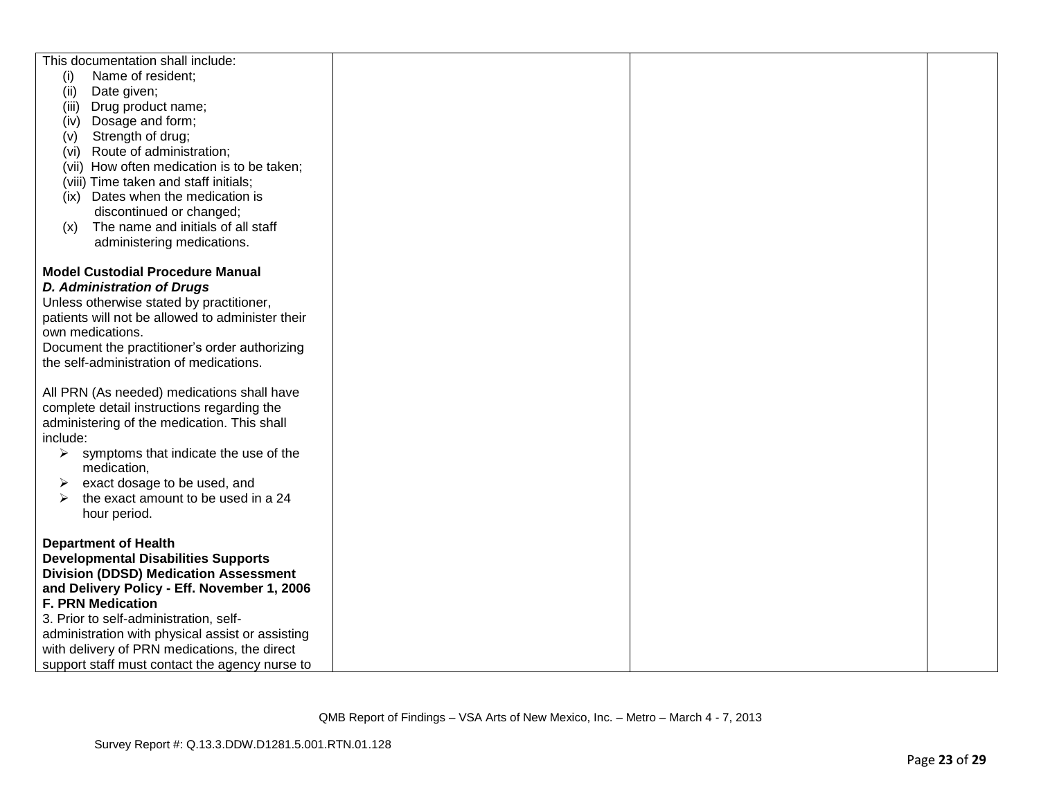| | | | |
|---|---|---|---|
| This documentation shall include:<br>(i) Name of resident;<br>(ii) Date given;<br>(iii) Drug product name;<br>(iv) Dosage and form;<br>(v) Strength of drug;<br>(vi) Route of administration;<br>(vii) How often medication is to be taken;<br>(viii) Time taken and staff initials;<br>(ix) Dates when the medication is discontinued or changed;<br>(x) The name and initials of all staff administering medications.<br><br>**Model Custodial Procedure Manual**<br>***D. Administration of Drugs***<br>Unless otherwise stated by practitioner, patients will not be allowed to administer their own medications.<br>Document the practitioner's order authorizing the self-administration of medications.<br><br>All PRN (As needed) medications shall have complete detail instructions regarding the administering of the medication. This shall include:<br>➢ symptoms that indicate the use of the medication,<br>➢ exact dosage to be used, and<br>➢ the exact amount to be used in a 24 hour period.<br><br>**Department of Health Developmental Disabilities Supports Division (DDSD) Medication Assessment and Delivery Policy - Eff. November 1, 2006**<br>**F. PRN Medication**<br>3. Prior to self-administration, self-administration with physical assist or assisting with delivery of PRN medications, the direct support staff must contact the agency nurse to | | | |

QMB Report of Findings – VSA Arts of New Mexico, Inc. – Metro – March 4 - 7, 2013

Survey Report #: Q.13.3.DDW.D1281.5.001.RTN.01.128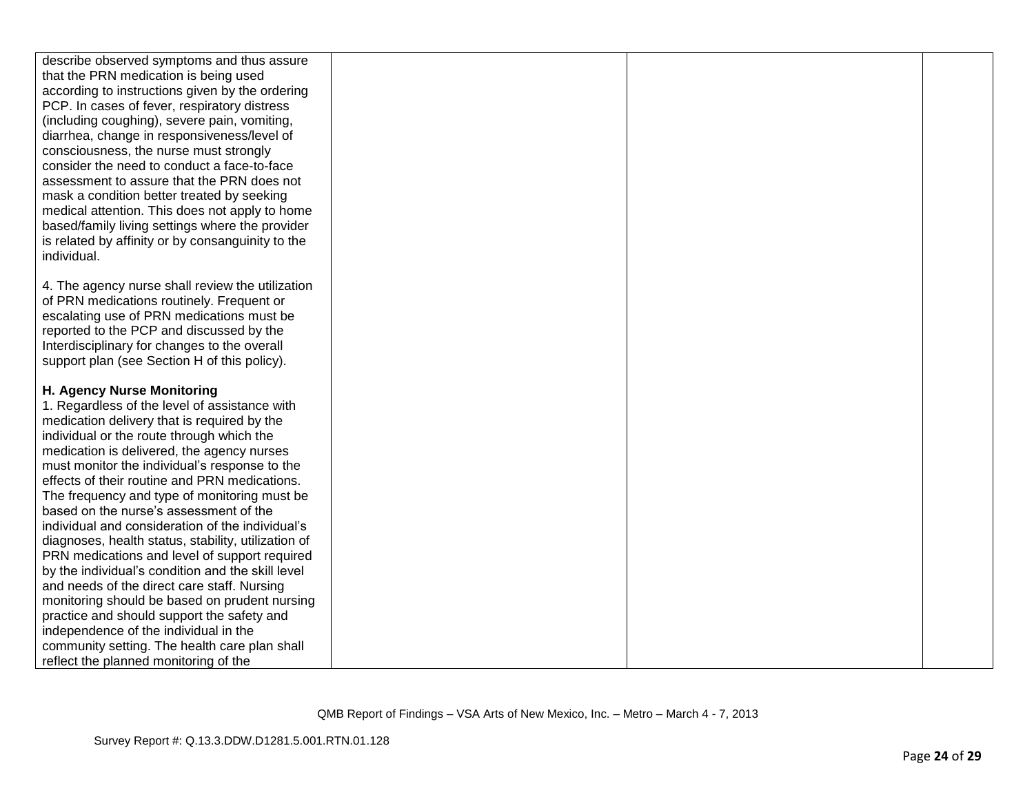| | | | |
|---|---|---|---|
| describe observed symptoms and thus assure that the PRN medication is being used according to instructions given by the ordering PCP. In cases of fever, respiratory distress (including coughing), severe pain, vomiting, diarrhea, change in responsiveness/level of consciousness, the nurse must strongly consider the need to conduct a face-to-face assessment to assure that the PRN does not mask a condition better treated by seeking medical attention. This does not apply to home based/family living settings where the provider is related by affinity or by consanguinity to the individual.<br><br>4. The agency nurse shall review the utilization of PRN medications routinely. Frequent or escalating use of PRN medications must be reported to the PCP and discussed by the Interdisciplinary for changes to the overall support plan (see Section H of this policy).<br><br>**H. Agency Nurse Monitoring**<br>1. Regardless of the level of assistance with medication delivery that is required by the individual or the route through which the medication is delivered, the agency nurses must monitor the individual's response to the effects of their routine and PRN medications. The frequency and type of monitoring must be based on the nurse's assessment of the individual and consideration of the individual's diagnoses, health status, stability, utilization of PRN medications and level of support required by the individual's condition and the skill level and needs of the direct care staff. Nursing monitoring should be based on prudent nursing practice and should support the safety and independence of the individual in the community setting. The health care plan shall reflect the planned monitoring of the | | | |

QMB Report of Findings – VSA Arts of New Mexico, Inc. – Metro – March 4 - 7, 2013

Survey Report #: Q.13.3.DDW.D1281.5.001.RTN.01.128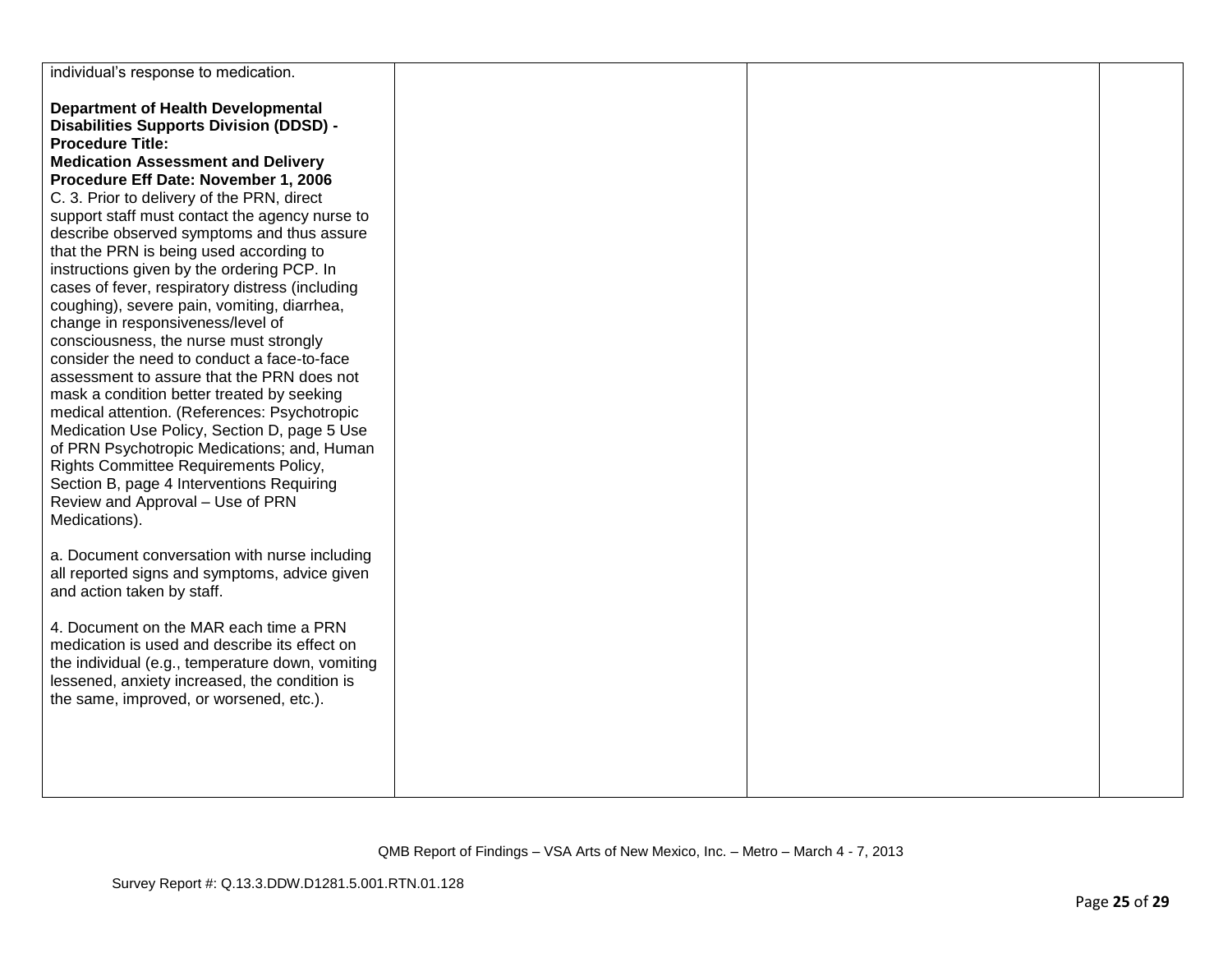| | | | |
|---|---|---|---|
| individual's response to medication.<br><br>**Department of Health Developmental Disabilities Supports Division (DDSD) - Procedure Title: Medication Assessment and Delivery Procedure Eff Date: November 1, 2006**<br>C. 3. Prior to delivery of the PRN, direct support staff must contact the agency nurse to describe observed symptoms and thus assure that the PRN is being used according to instructions given by the ordering PCP. In cases of fever, respiratory distress (including coughing), severe pain, vomiting, diarrhea, change in responsiveness/level of consciousness, the nurse must strongly consider the need to conduct a face-to-face assessment to assure that the PRN does not mask a condition better treated by seeking medical attention. (References: Psychotropic Medication Use Policy, Section D, page 5 Use of PRN Psychotropic Medications; and, Human Rights Committee Requirements Policy, Section B, page 4 Interventions Requiring Review and Approval – Use of PRN Medications).<br><br>a. Document conversation with nurse including all reported signs and symptoms, advice given and action taken by staff.<br><br>4. Document on the MAR each time a PRN medication is used and describe its effect on the individual (e.g., temperature down, vomiting lessened, anxiety increased, the condition is the same, improved, or worsened, etc.). | | | |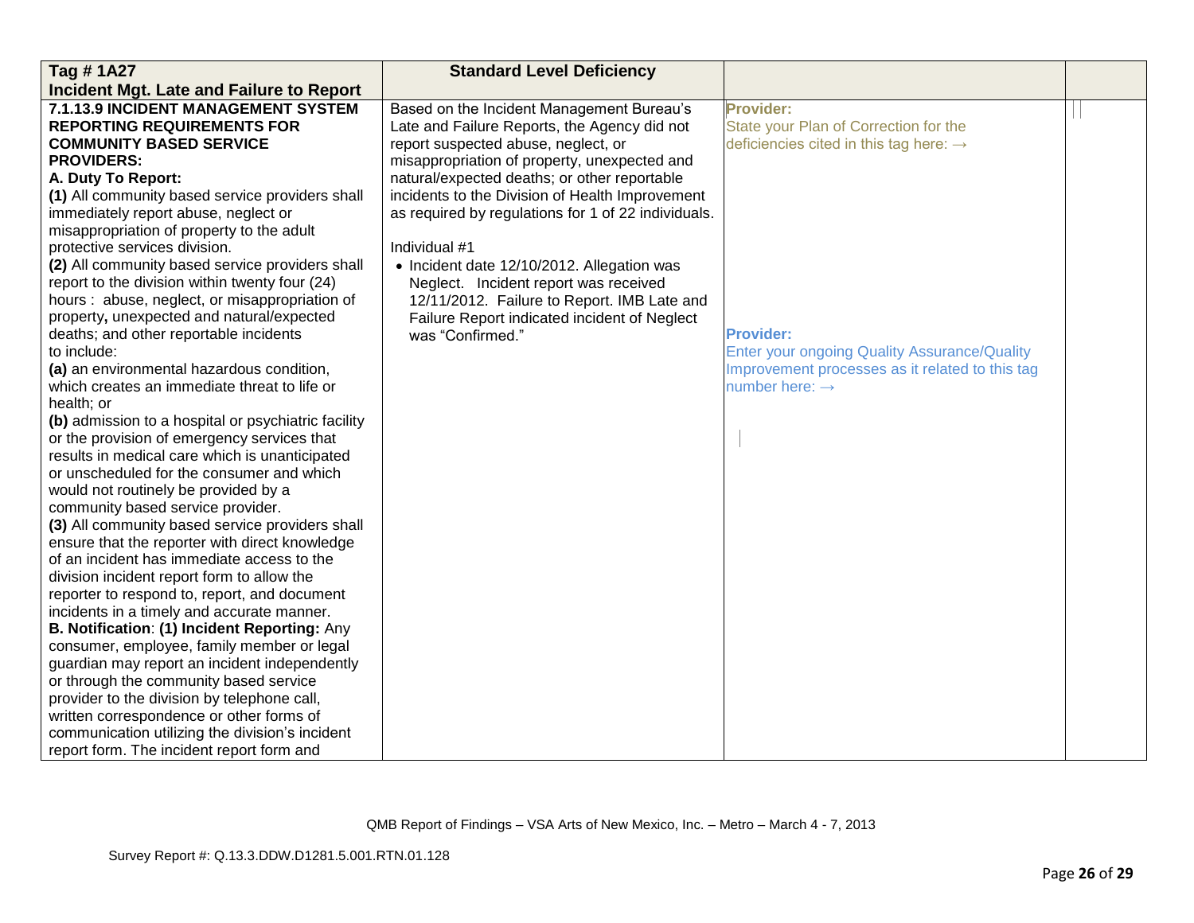| Tag # 1A27<br>Incident Mgt. Late and Failure to Report | Standard Level Deficiency | | |
|---|---|---|---|
| **7.1.13.9 INCIDENT MANAGEMENT SYSTEM REPORTING REQUIREMENTS FOR COMMUNITY BASED SERVICE PROVIDERS:**<br>**A. Duty To Report:**<br>**(1)** All community based service providers shall immediately report abuse, neglect or misappropriation of property to the adult protective services division.<br>**(2)** All community based service providers shall report to the division within twenty four (24) hours : abuse, neglect, or misappropriation of property**,** unexpected and natural/expected deaths; and other reportable incidents to include:<br>**(a)** an environmental hazardous condition, which creates an immediate threat to life or health; or<br>**(b)** admission to a hospital or psychiatric facility or the provision of emergency services that results in medical care which is unanticipated or unscheduled for the consumer and which would not routinely be provided by a community based service provider.<br>**(3)** All community based service providers shall ensure that the reporter with direct knowledge of an incident has immediate access to the division incident report form to allow the reporter to respond to, report, and document incidents in a timely and accurate manner.<br>**B. Notification**: **(1) Incident Reporting:** Any consumer, employee, family member or legal guardian may report an incident independently or through the community based service provider to the division by telephone call, written correspondence or other forms of communication utilizing the division's incident report form. The incident report form and | Based on the Incident Management Bureau's Late and Failure Reports, the Agency did not report suspected abuse, neglect, or misappropriation of property, unexpected and natural/expected deaths; or other reportable incidents to the Division of Health Improvement as required by regulations for 1 of 22 individuals.<br><br>Individual #1<br>• Incident date 12/10/2012. Allegation was Neglect. Incident report was received 12/11/2012. Failure to Report. IMB Late and Failure Report indicated incident of Neglect was "Confirmed." | **Provider:**<br>State your Plan of Correction for the deficiencies cited in this tag here: →<br><br>**Provider:**<br>Enter your ongoing Quality Assurance/Quality Improvement processes as it related to this tag number here: → | |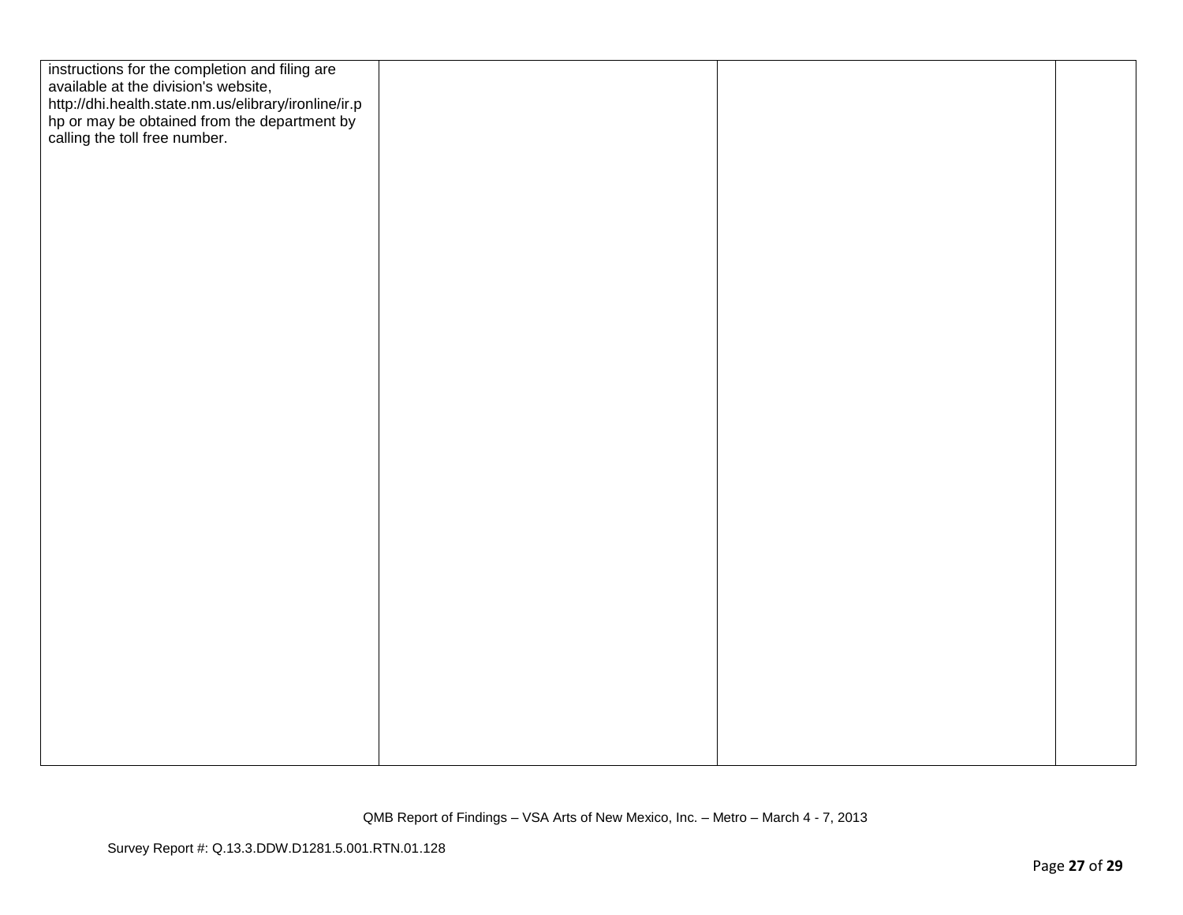| | | | |
|---|---|---|---|
| instructions for the completion and filing are available at the division's website, http://dhi.health.state.nm.us/elibrary/ironline/ir.php or may be obtained from the department by calling the toll free number. | | | |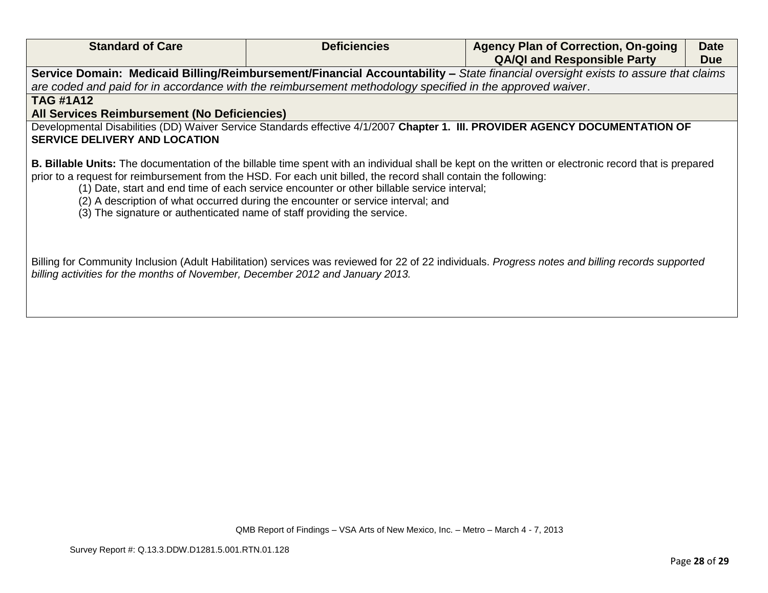| Standard of Care | Deficiencies | Agency Plan of Correction, On-going QA/QI and Responsible Party | Date Due |
|---|---|---|---|
| **Service Domain: Medicaid Billing/Reimbursement/Financial Accountability –** *State financial oversight exists to assure that claims are coded and paid for in accordance with the reimbursement methodology specified in the approved waiver*. | | | |
| **TAG #1A12**<br>**All Services Reimbursement (No Deficiencies)** | | | |
| Developmental Disabilities (DD) Waiver Service Standards effective 4/1/2007 **Chapter 1. III. PROVIDER AGENCY DOCUMENTATION OF SERVICE DELIVERY AND LOCATION**<br><br>**B. Billable Units:** The documentation of the billable time spent with an individual shall be kept on the written or electronic record that is prepared prior to a request for reimbursement from the HSD. For each unit billed, the record shall contain the following:<br>(1) Date, start and end time of each service encounter or other billable service interval;<br>(2) A description of what occurred during the encounter or service interval; and<br>(3) The signature or authenticated name of staff providing the service.<br><br>Billing for Community Inclusion (Adult Habilitation) services was reviewed for 22 of 22 individuals. *Progress notes and billing records supported billing activities for the months of November, December 2012 and January 2013.* | | | |

QMB Report of Findings – VSA Arts of New Mexico, Inc. – Metro – March 4 - 7, 2013

Survey Report #: Q.13.3.DDW.D1281.5.001.RTN.01.128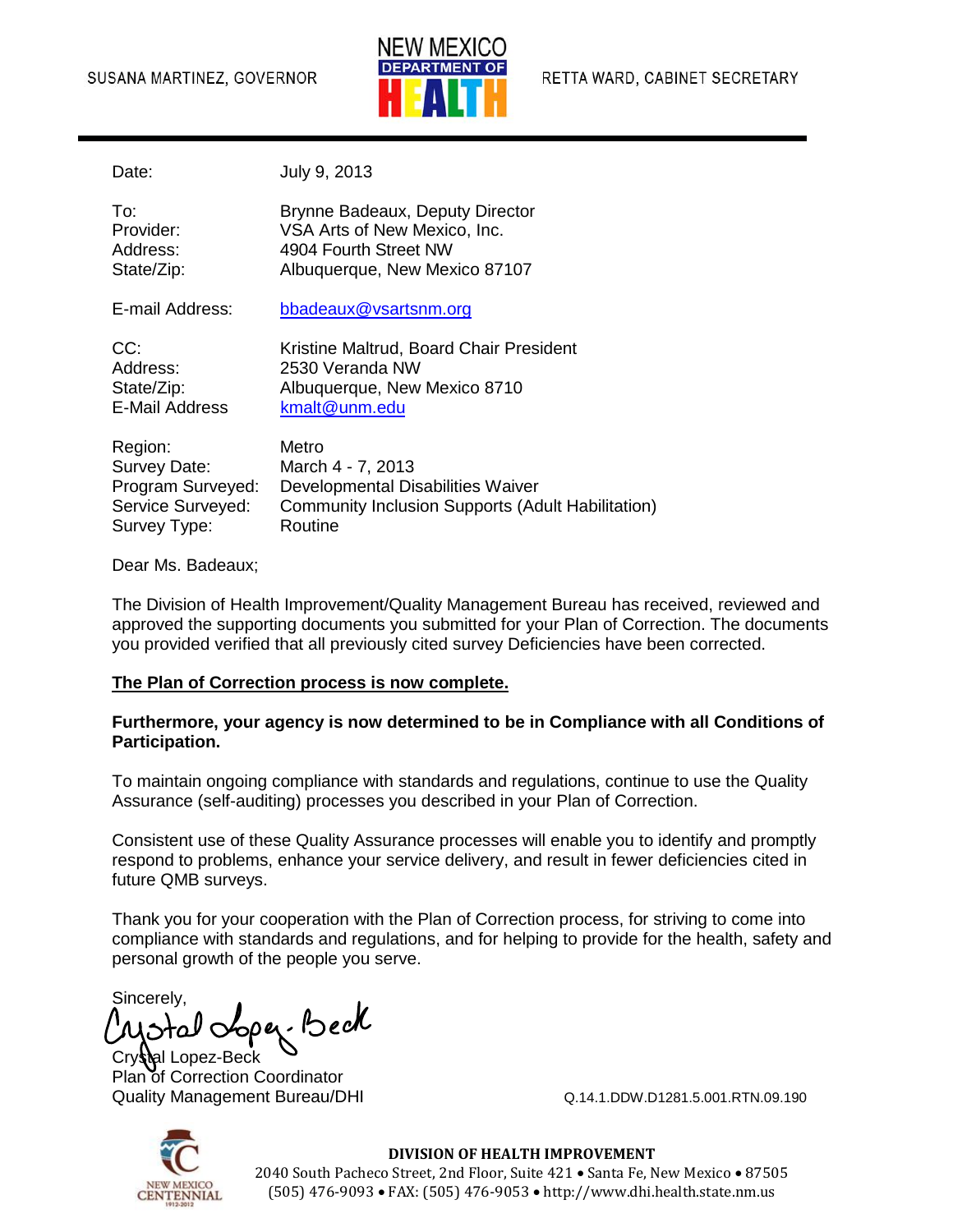SUSANA MARTINEZ, GOVERNOR

NEW MEXICO DEPARTMENT OF HEALTH

RETTA WARD, CABINET SECRETARY

| | |
|---|---|
| Date: | July 9, 2013 |
| To: | Brynne Badeaux, Deputy Director |
| Provider: | VSA Arts of New Mexico, Inc. |
| Address: | 4904 Fourth Street NW |
| State/Zip: | Albuquerque, New Mexico 87107 |
| E-mail Address: | bbadeaux@vsartsnm.org |
| CC: | Kristine Maltrud, Board Chair President |
| Address: | 2530 Veranda NW |
| State/Zip: | Albuquerque, New Mexico 8710 |
| E-Mail Address | kmalt@unm.edu |
| Region: | Metro |
| Survey Date: | March 4 - 7, 2013 |
| Program Surveyed: | Developmental Disabilities Waiver |
| Service Surveyed: | Community Inclusion Supports (Adult Habilitation) |
| Survey Type: | Routine |

Dear Ms. Badeaux;

The Division of Health Improvement/Quality Management Bureau has received, reviewed and approved the supporting documents you submitted for your Plan of Correction. The documents you provided verified that all previously cited survey Deficiencies have been corrected.

**The Plan of Correction process is now complete.**

**Furthermore, your agency is now determined to be in Compliance with all Conditions of Participation.**

To maintain ongoing compliance with standards and regulations, continue to use the Quality Assurance (self-auditing) processes you described in your Plan of Correction.

Consistent use of these Quality Assurance processes will enable you to identify and promptly respond to problems, enhance your service delivery, and result in fewer deficiencies cited in future QMB surveys.

Thank you for your cooperation with the Plan of Correction process, for striving to come into compliance with standards and regulations, and for helping to provide for the health, safety and personal growth of the people you serve.

Sincerely,

Crystal Lopez-Beck

Crystal Lopez-Beck
Plan of Correction Coordinator
Quality Management Bureau/DHI

Q.14.1.DDW.D1281.5.001.RTN.09.190

**DIVISION OF HEALTH IMPROVEMENT**
2040 South Pacheco Street, 2nd Floor, Suite 421 • Santa Fe, New Mexico • 87505
(505) 476-9093 • FAX: (505) 476-9053 • http://www.dhi.health.state.nm.us